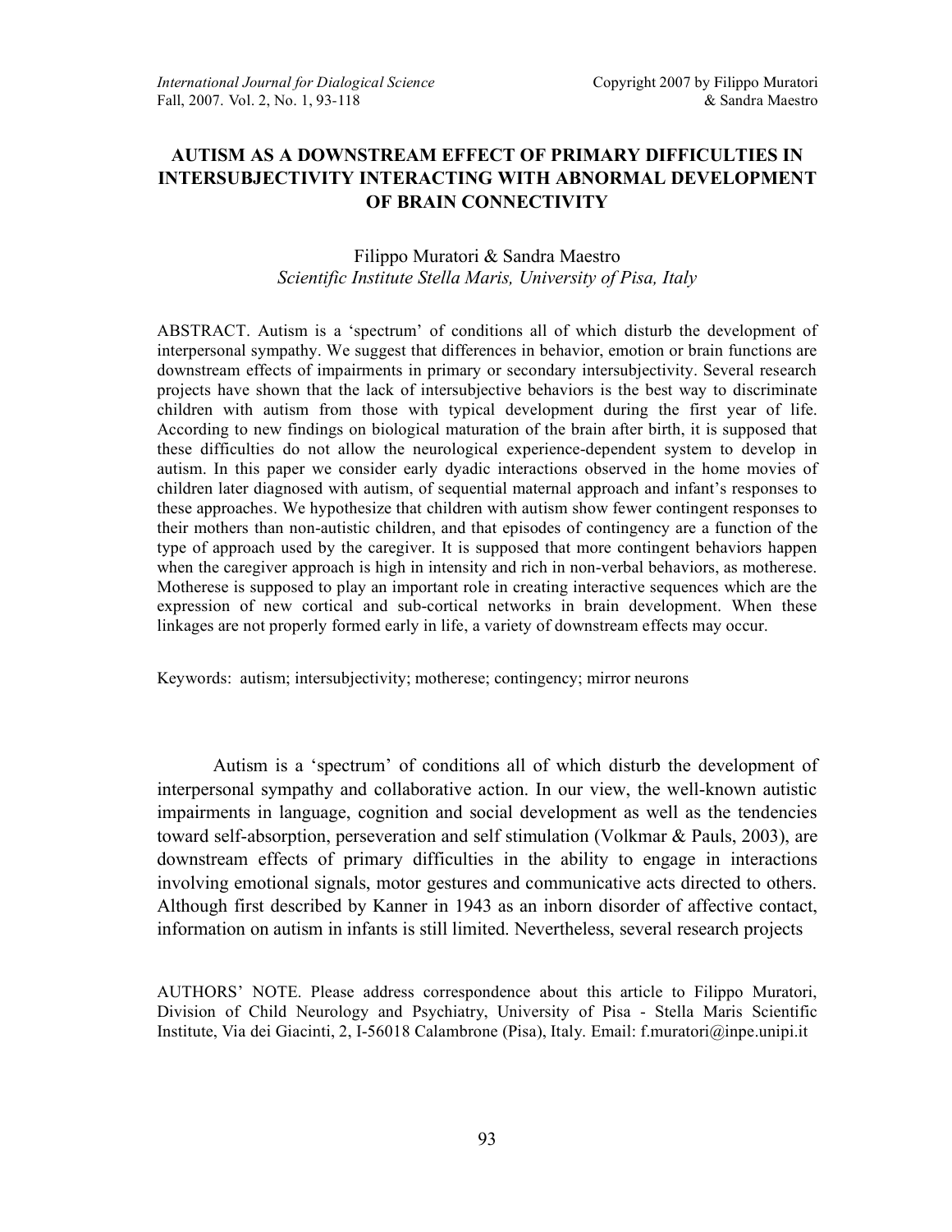# AUTISM AS A DOWNSTREAM EFFECT OF PRIMARY DIFFICULTIES IN INTERSUBJECTIVITY INTERACTING WITH ABNORMAL DEVELOPMENT OF BRAIN CONNECTIVITY

Filippo Muratori & Sandra Maestro
*Scientific Institute Stella Maris, University of Pisa, Italy*

ABSTRACT. Autism is a 'spectrum' of conditions all of which disturb the development of interpersonal sympathy. We suggest that differences in behavior, emotion or brain functions are downstream effects of impairments in primary or secondary intersubjectivity. Several research projects have shown that the lack of intersubjective behaviors is the best way to discriminate children with autism from those with typical development during the first year of life. According to new findings on biological maturation of the brain after birth, it is supposed that these difficulties do not allow the neurological experience-dependent system to develop in autism. In this paper we consider early dyadic interactions observed in the home movies of children later diagnosed with autism, of sequential maternal approach and infant's responses to these approaches. We hypothesize that children with autism show fewer contingent responses to their mothers than non-autistic children, and that episodes of contingency are a function of the type of approach used by the caregiver. It is supposed that more contingent behaviors happen when the caregiver approach is high in intensity and rich in non-verbal behaviors, as motherese. Motherese is supposed to play an important role in creating interactive sequences which are the expression of new cortical and sub-cortical networks in brain development. When these linkages are not properly formed early in life, a variety of downstream effects may occur.

Keywords: autism; intersubjectivity; motherese; contingency; mirror neurons

Autism is a 'spectrum' of conditions all of which disturb the development of interpersonal sympathy and collaborative action. In our view, the well-known autistic impairments in language, cognition and social development as well as the tendencies toward self-absorption, perseveration and self stimulation (Volkmar & Pauls, 2003), are downstream effects of primary difficulties in the ability to engage in interactions involving emotional signals, motor gestures and communicative acts directed to others. Although first described by Kanner in 1943 as an inborn disorder of affective contact, information on autism in infants is still limited. Nevertheless, several research projects

AUTHORS' NOTE. Please address correspondence about this article to Filippo Muratori, Division of Child Neurology and Psychiatry, University of Pisa - Stella Maris Scientific Institute, Via dei Giacinti, 2, I-56018 Calambrone (Pisa), Italy. Email: f.muratori@inpe.unipi.it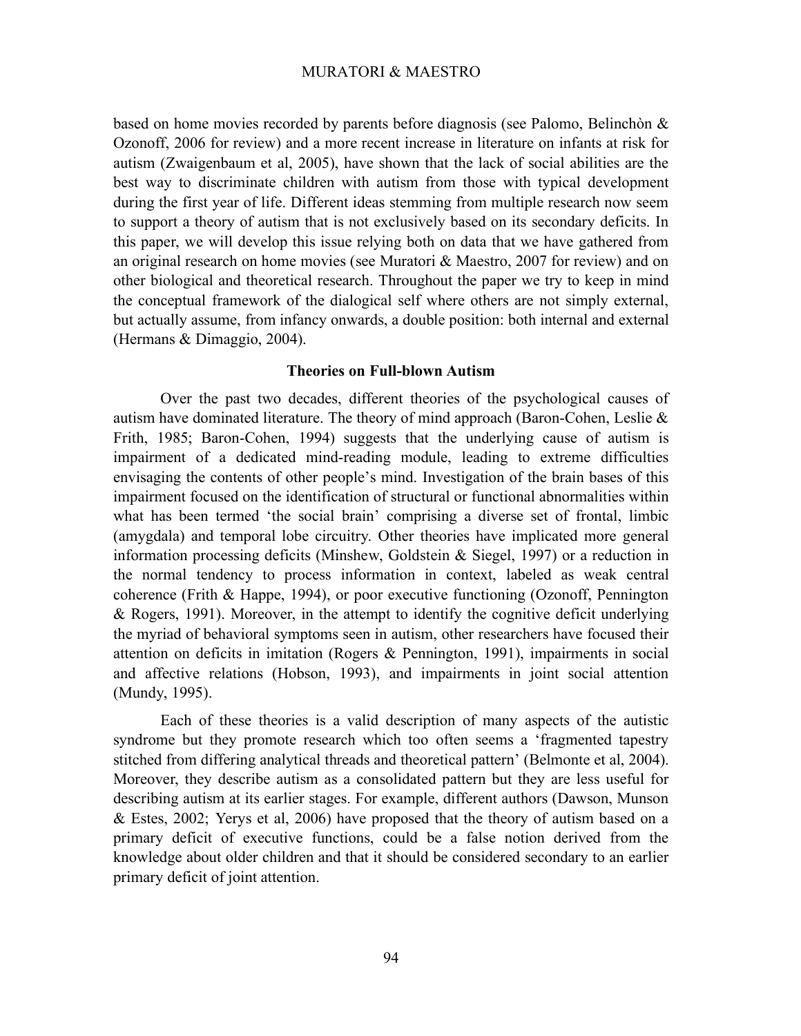based on home movies recorded by parents before diagnosis (see Palomo, Belinchòn & Ozonoff, 2006 for review) and a more recent increase in literature on infants at risk for autism (Zwaigenbaum et al, 2005), have shown that the lack of social abilities are the best way to discriminate children with autism from those with typical development during the first year of life. Different ideas stemming from multiple research now seem to support a theory of autism that is not exclusively based on its secondary deficits. In this paper, we will develop this issue relying both on data that we have gathered from an original research on home movies (see Muratori & Maestro, 2007 for review) and on other biological and theoretical research. Throughout the paper we try to keep in mind the conceptual framework of the dialogical self where others are not simply external, but actually assume, from infancy onwards, a double position: both internal and external (Hermans & Dimaggio, 2004).

## Theories on Full-blown Autism

Over the past two decades, different theories of the psychological causes of autism have dominated literature. The theory of mind approach (Baron-Cohen, Leslie & Frith, 1985; Baron-Cohen, 1994) suggests that the underlying cause of autism is impairment of a dedicated mind-reading module, leading to extreme difficulties envisaging the contents of other people's mind. Investigation of the brain bases of this impairment focused on the identification of structural or functional abnormalities within what has been termed 'the social brain' comprising a diverse set of frontal, limbic (amygdala) and temporal lobe circuitry. Other theories have implicated more general information processing deficits (Minshew, Goldstein & Siegel, 1997) or a reduction in the normal tendency to process information in context, labeled as weak central coherence (Frith & Happe, 1994), or poor executive functioning (Ozonoff, Pennington & Rogers, 1991). Moreover, in the attempt to identify the cognitive deficit underlying the myriad of behavioral symptoms seen in autism, other researchers have focused their attention on deficits in imitation (Rogers & Pennington, 1991), impairments in social and affective relations (Hobson, 1993), and impairments in joint social attention (Mundy, 1995).

Each of these theories is a valid description of many aspects of the autistic syndrome but they promote research which too often seems a 'fragmented tapestry stitched from differing analytical threads and theoretical pattern' (Belmonte et al, 2004). Moreover, they describe autism as a consolidated pattern but they are less useful for describing autism at its earlier stages. For example, different authors (Dawson, Munson & Estes, 2002; Yerys et al, 2006) have proposed that the theory of autism based on a primary deficit of executive functions, could be a false notion derived from the knowledge about older children and that it should be considered secondary to an earlier primary deficit of joint attention.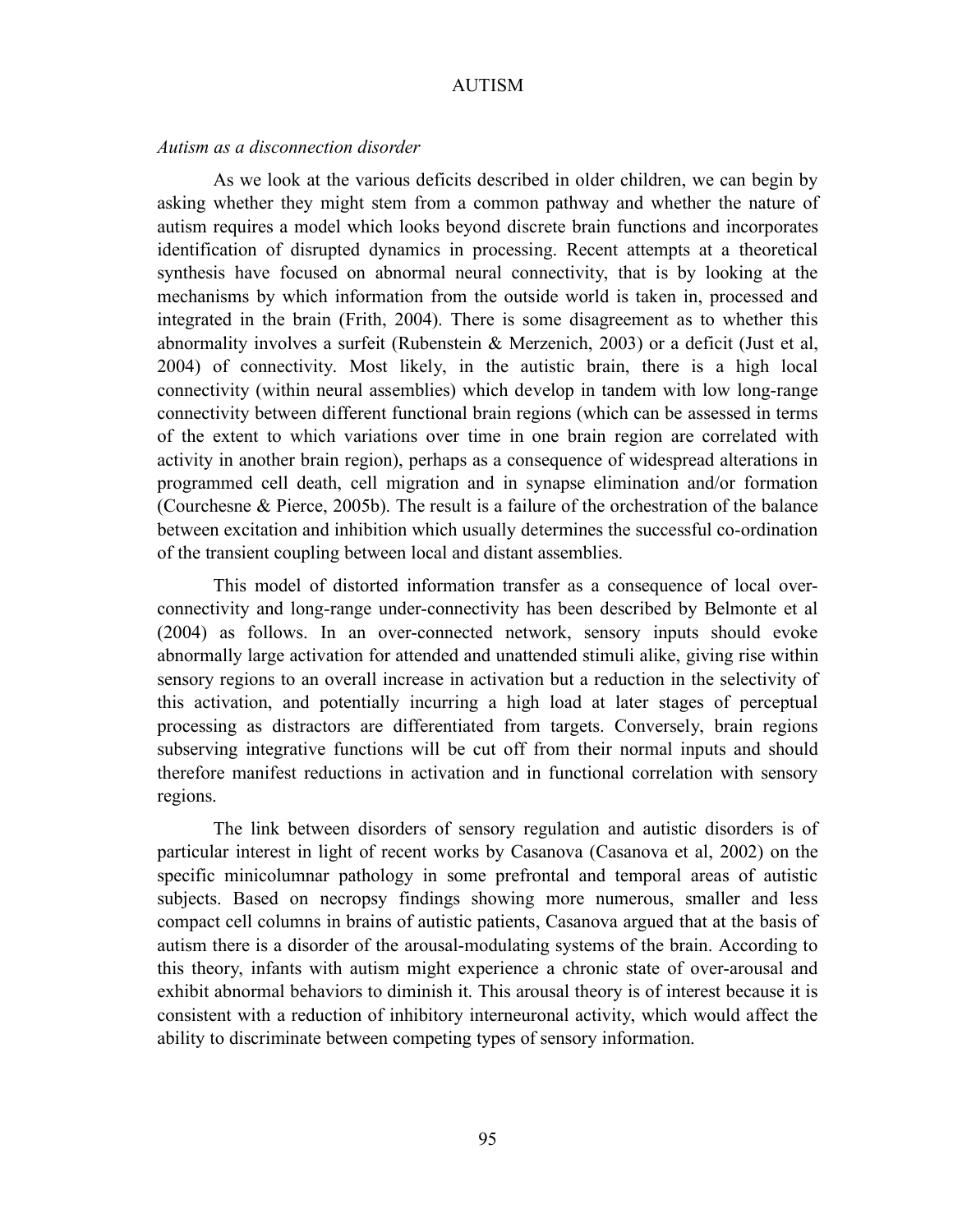*Autism as a disconnection disorder*

As we look at the various deficits described in older children, we can begin by asking whether they might stem from a common pathway and whether the nature of autism requires a model which looks beyond discrete brain functions and incorporates identification of disrupted dynamics in processing. Recent attempts at a theoretical synthesis have focused on abnormal neural connectivity, that is by looking at the mechanisms by which information from the outside world is taken in, processed and integrated in the brain (Frith, 2004). There is some disagreement as to whether this abnormality involves a surfeit (Rubenstein & Merzenich, 2003) or a deficit (Just et al, 2004) of connectivity. Most likely, in the autistic brain, there is a high local connectivity (within neural assemblies) which develop in tandem with low long-range connectivity between different functional brain regions (which can be assessed in terms of the extent to which variations over time in one brain region are correlated with activity in another brain region), perhaps as a consequence of widespread alterations in programmed cell death, cell migration and in synapse elimination and/or formation (Courchesne & Pierce, 2005b). The result is a failure of the orchestration of the balance between excitation and inhibition which usually determines the successful co-ordination of the transient coupling between local and distant assemblies.

This model of distorted information transfer as a consequence of local over-connectivity and long-range under-connectivity has been described by Belmonte et al (2004) as follows. In an over-connected network, sensory inputs should evoke abnormally large activation for attended and unattended stimuli alike, giving rise within sensory regions to an overall increase in activation but a reduction in the selectivity of this activation, and potentially incurring a high load at later stages of perceptual processing as distractors are differentiated from targets. Conversely, brain regions subserving integrative functions will be cut off from their normal inputs and should therefore manifest reductions in activation and in functional correlation with sensory regions.

The link between disorders of sensory regulation and autistic disorders is of particular interest in light of recent works by Casanova (Casanova et al, 2002) on the specific minicolumnar pathology in some prefrontal and temporal areas of autistic subjects. Based on necropsy findings showing more numerous, smaller and less compact cell columns in brains of autistic patients, Casanova argued that at the basis of autism there is a disorder of the arousal-modulating systems of the brain. According to this theory, infants with autism might experience a chronic state of over-arousal and exhibit abnormal behaviors to diminish it. This arousal theory is of interest because it is consistent with a reduction of inhibitory interneuronal activity, which would affect the ability to discriminate between competing types of sensory information.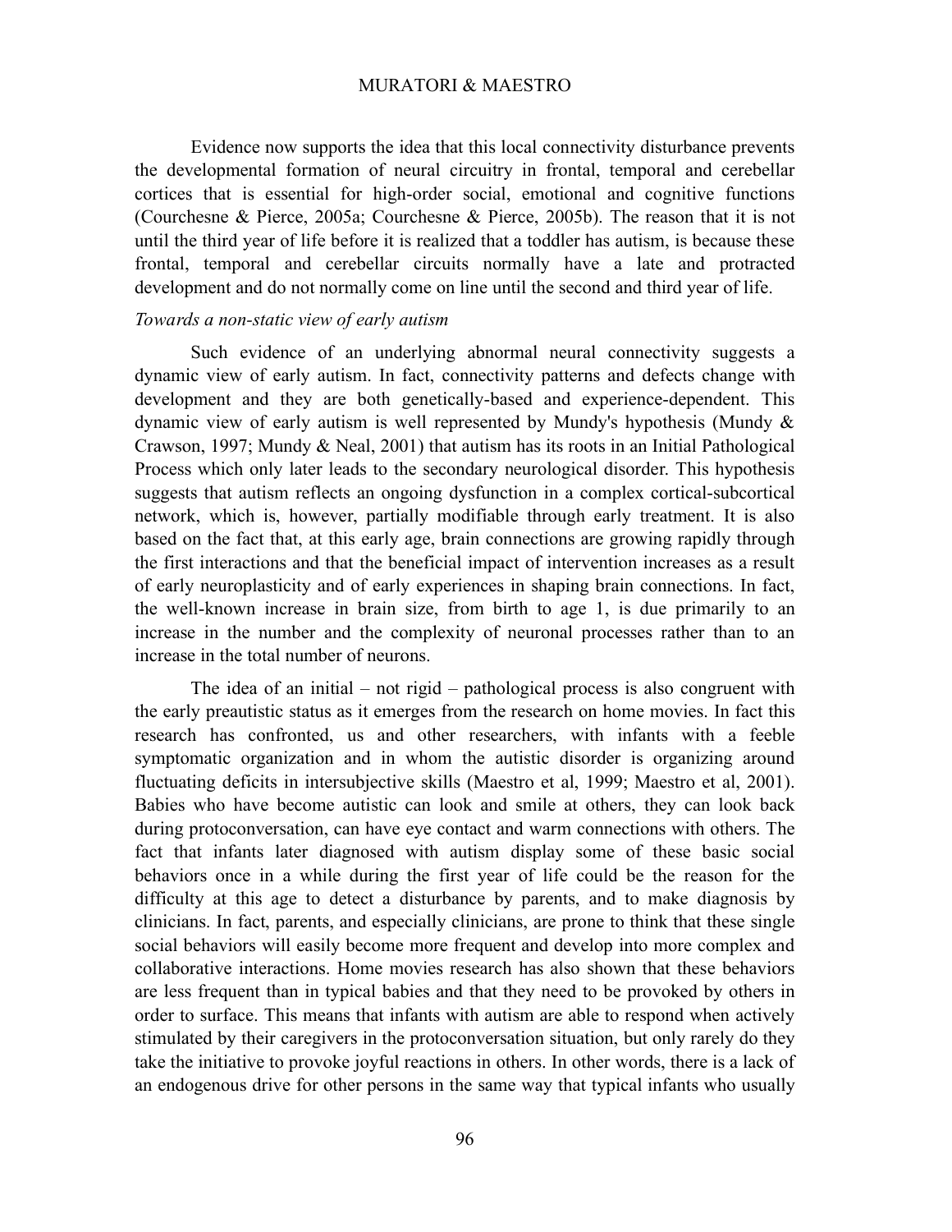Evidence now supports the idea that this local connectivity disturbance prevents the developmental formation of neural circuitry in frontal, temporal and cerebellar cortices that is essential for high-order social, emotional and cognitive functions (Courchesne & Pierce, 2005a; Courchesne & Pierce, 2005b). The reason that it is not until the third year of life before it is realized that a toddler has autism, is because these frontal, temporal and cerebellar circuits normally have a late and protracted development and do not normally come on line until the second and third year of life.

*Towards a non-static view of early autism*

Such evidence of an underlying abnormal neural connectivity suggests a dynamic view of early autism. In fact, connectivity patterns and defects change with development and they are both genetically-based and experience-dependent. This dynamic view of early autism is well represented by Mundy's hypothesis (Mundy & Crawson, 1997; Mundy & Neal, 2001) that autism has its roots in an Initial Pathological Process which only later leads to the secondary neurological disorder. This hypothesis suggests that autism reflects an ongoing dysfunction in a complex cortical-subcortical network, which is, however, partially modifiable through early treatment. It is also based on the fact that, at this early age, brain connections are growing rapidly through the first interactions and that the beneficial impact of intervention increases as a result of early neuroplasticity and of early experiences in shaping brain connections. In fact, the well-known increase in brain size, from birth to age 1, is due primarily to an increase in the number and the complexity of neuronal processes rather than to an increase in the total number of neurons.

The idea of an initial – not rigid – pathological process is also congruent with the early preautistic status as it emerges from the research on home movies. In fact this research has confronted, us and other researchers, with infants with a feeble symptomatic organization and in whom the autistic disorder is organizing around fluctuating deficits in intersubjective skills (Maestro et al, 1999; Maestro et al, 2001). Babies who have become autistic can look and smile at others, they can look back during protoconversation, can have eye contact and warm connections with others. The fact that infants later diagnosed with autism display some of these basic social behaviors once in a while during the first year of life could be the reason for the difficulty at this age to detect a disturbance by parents, and to make diagnosis by clinicians. In fact, parents, and especially clinicians, are prone to think that these single social behaviors will easily become more frequent and develop into more complex and collaborative interactions. Home movies research has also shown that these behaviors are less frequent than in typical babies and that they need to be provoked by others in order to surface. This means that infants with autism are able to respond when actively stimulated by their caregivers in the protoconversation situation, but only rarely do they take the initiative to provoke joyful reactions in others. In other words, there is a lack of an endogenous drive for other persons in the same way that typical infants who usually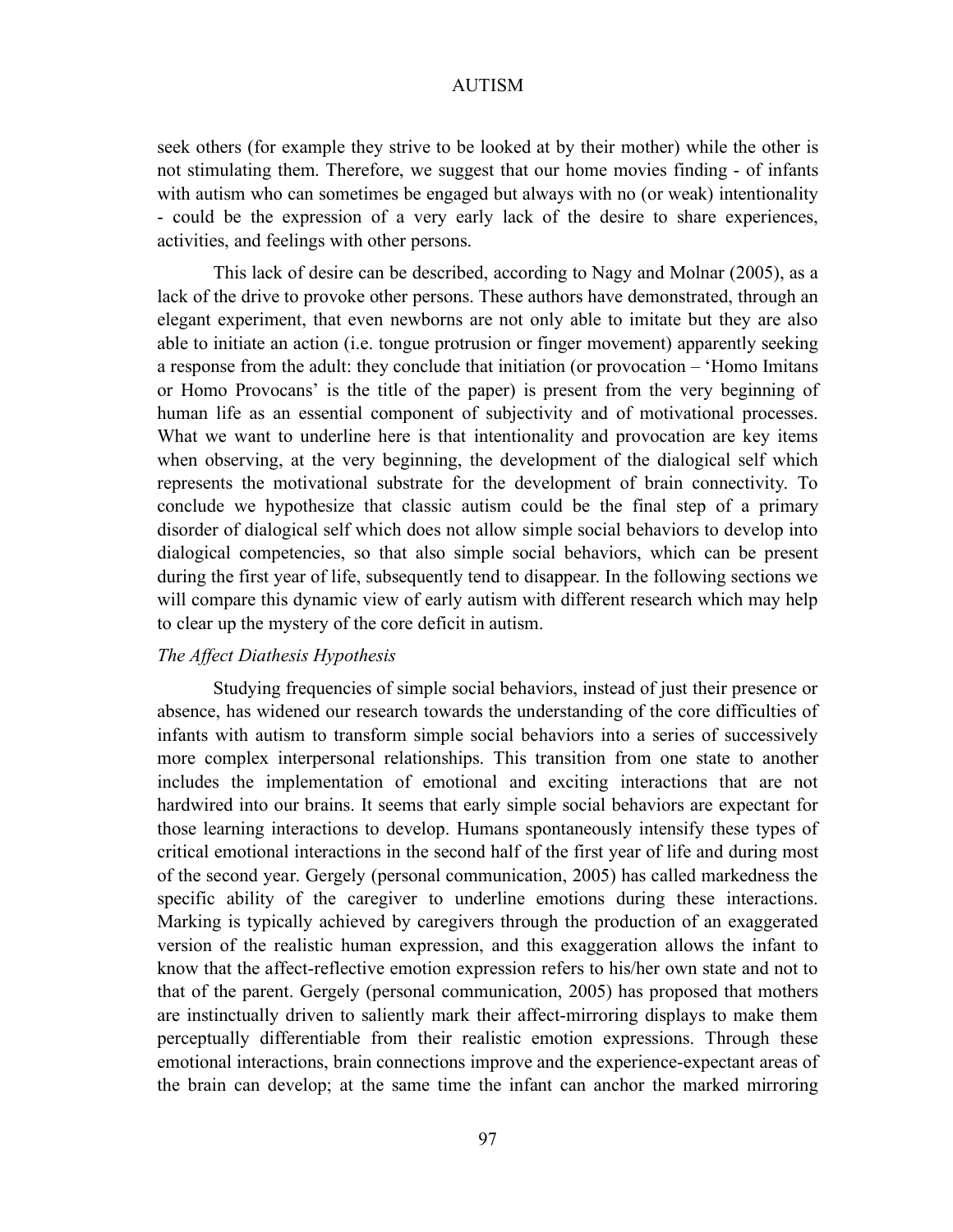seek others (for example they strive to be looked at by their mother) while the other is not stimulating them. Therefore, we suggest that our home movies finding - of infants with autism who can sometimes be engaged but always with no (or weak) intentionality - could be the expression of a very early lack of the desire to share experiences, activities, and feelings with other persons.

This lack of desire can be described, according to Nagy and Molnar (2005), as a lack of the drive to provoke other persons. These authors have demonstrated, through an elegant experiment, that even newborns are not only able to imitate but they are also able to initiate an action (i.e. tongue protrusion or finger movement) apparently seeking a response from the adult: they conclude that initiation (or provocation – 'Homo Imitans or Homo Provocans' is the title of the paper) is present from the very beginning of human life as an essential component of subjectivity and of motivational processes. What we want to underline here is that intentionality and provocation are key items when observing, at the very beginning, the development of the dialogical self which represents the motivational substrate for the development of brain connectivity. To conclude we hypothesize that classic autism could be the final step of a primary disorder of dialogical self which does not allow simple social behaviors to develop into dialogical competencies, so that also simple social behaviors, which can be present during the first year of life, subsequently tend to disappear. In the following sections we will compare this dynamic view of early autism with different research which may help to clear up the mystery of the core deficit in autism.

*The Affect Diathesis Hypothesis*

Studying frequencies of simple social behaviors, instead of just their presence or absence, has widened our research towards the understanding of the core difficulties of infants with autism to transform simple social behaviors into a series of successively more complex interpersonal relationships. This transition from one state to another includes the implementation of emotional and exciting interactions that are not hardwired into our brains. It seems that early simple social behaviors are expectant for those learning interactions to develop. Humans spontaneously intensify these types of critical emotional interactions in the second half of the first year of life and during most of the second year. Gergely (personal communication, 2005) has called markedness the specific ability of the caregiver to underline emotions during these interactions. Marking is typically achieved by caregivers through the production of an exaggerated version of the realistic human expression, and this exaggeration allows the infant to know that the affect-reflective emotion expression refers to his/her own state and not to that of the parent. Gergely (personal communication, 2005) has proposed that mothers are instinctually driven to saliently mark their affect-mirroring displays to make them perceptually differentiable from their realistic emotion expressions. Through these emotional interactions, brain connections improve and the experience-expectant areas of the brain can develop; at the same time the infant can anchor the marked mirroring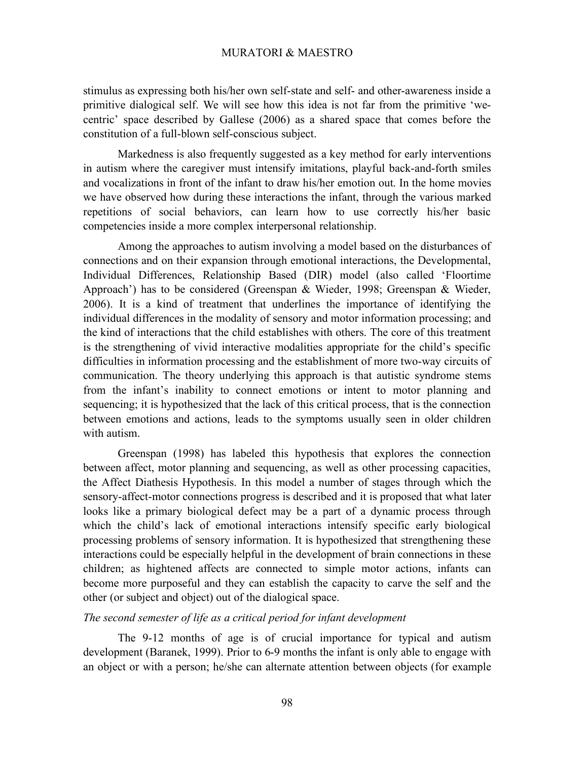stimulus as expressing both his/her own self-state and self- and other-awareness inside a primitive dialogical self. We will see how this idea is not far from the primitive 'we-centric' space described by Gallese (2006) as a shared space that comes before the constitution of a full-blown self-conscious subject.

Markedness is also frequently suggested as a key method for early interventions in autism where the caregiver must intensify imitations, playful back-and-forth smiles and vocalizations in front of the infant to draw his/her emotion out. In the home movies we have observed how during these interactions the infant, through the various marked repetitions of social behaviors, can learn how to use correctly his/her basic competencies inside a more complex interpersonal relationship.

Among the approaches to autism involving a model based on the disturbances of connections and on their expansion through emotional interactions, the Developmental, Individual Differences, Relationship Based (DIR) model (also called 'Floortime Approach') has to be considered (Greenspan & Wieder, 1998; Greenspan & Wieder, 2006). It is a kind of treatment that underlines the importance of identifying the individual differences in the modality of sensory and motor information processing; and the kind of interactions that the child establishes with others. The core of this treatment is the strengthening of vivid interactive modalities appropriate for the child's specific difficulties in information processing and the establishment of more two-way circuits of communication. The theory underlying this approach is that autistic syndrome stems from the infant's inability to connect emotions or intent to motor planning and sequencing; it is hypothesized that the lack of this critical process, that is the connection between emotions and actions, leads to the symptoms usually seen in older children with autism.

Greenspan (1998) has labeled this hypothesis that explores the connection between affect, motor planning and sequencing, as well as other processing capacities, the Affect Diathesis Hypothesis. In this model a number of stages through which the sensory-affect-motor connections progress is described and it is proposed that what later looks like a primary biological defect may be a part of a dynamic process through which the child's lack of emotional interactions intensify specific early biological processing problems of sensory information. It is hypothesized that strengthening these interactions could be especially helpful in the development of brain connections in these children; as hightened affects are connected to simple motor actions, infants can become more purposeful and they can establish the capacity to carve the self and the other (or subject and object) out of the dialogical space.

*The second semester of life as a critical period for infant development*

The 9-12 months of age is of crucial importance for typical and autism development (Baranek, 1999). Prior to 6-9 months the infant is only able to engage with an object or with a person; he/she can alternate attention between objects (for example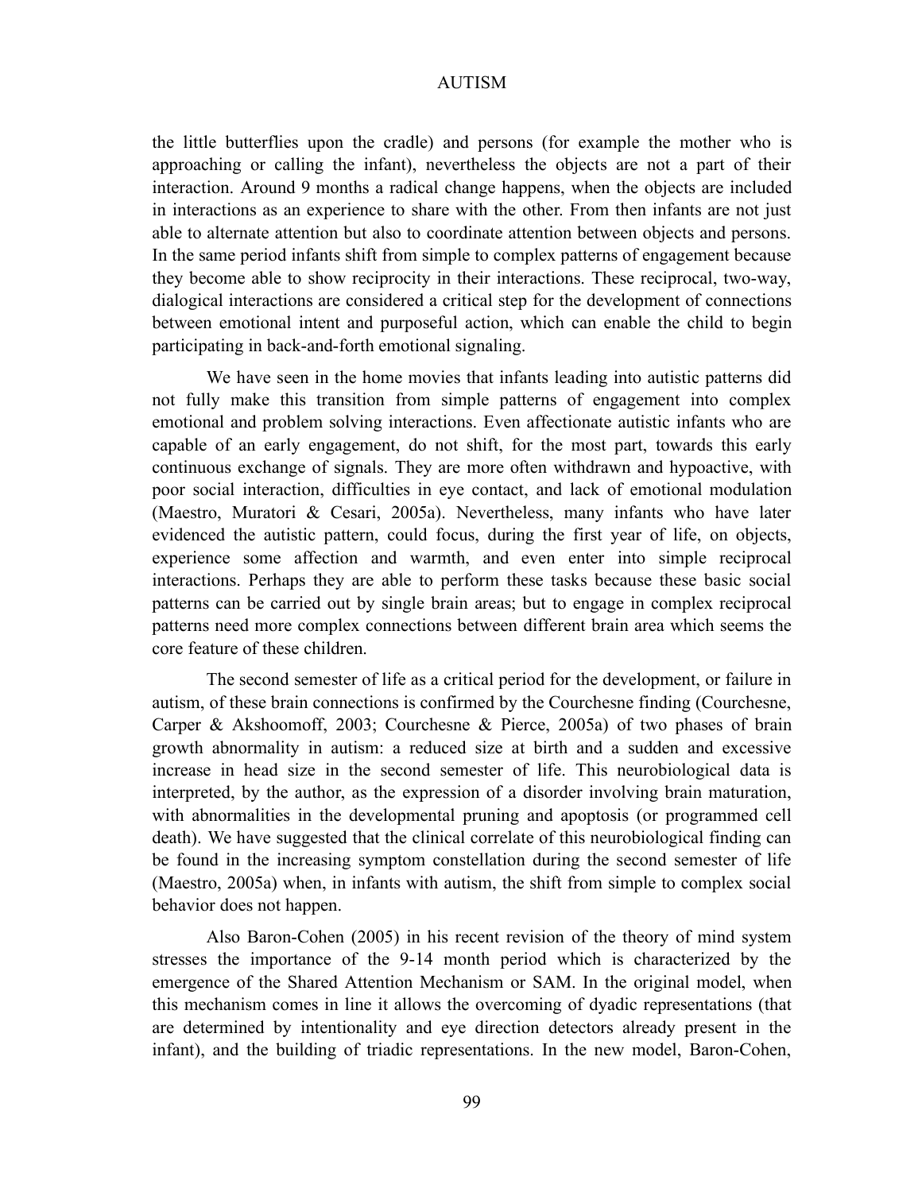the little butterflies upon the cradle) and persons (for example the mother who is approaching or calling the infant), nevertheless the objects are not a part of their interaction. Around 9 months a radical change happens, when the objects are included in interactions as an experience to share with the other. From then infants are not just able to alternate attention but also to coordinate attention between objects and persons. In the same period infants shift from simple to complex patterns of engagement because they become able to show reciprocity in their interactions. These reciprocal, two-way, dialogical interactions are considered a critical step for the development of connections between emotional intent and purposeful action, which can enable the child to begin participating in back-and-forth emotional signaling.

We have seen in the home movies that infants leading into autistic patterns did not fully make this transition from simple patterns of engagement into complex emotional and problem solving interactions. Even affectionate autistic infants who are capable of an early engagement, do not shift, for the most part, towards this early continuous exchange of signals. They are more often withdrawn and hypoactive, with poor social interaction, difficulties in eye contact, and lack of emotional modulation (Maestro, Muratori & Cesari, 2005a). Nevertheless, many infants who have later evidenced the autistic pattern, could focus, during the first year of life, on objects, experience some affection and warmth, and even enter into simple reciprocal interactions. Perhaps they are able to perform these tasks because these basic social patterns can be carried out by single brain areas; but to engage in complex reciprocal patterns need more complex connections between different brain area which seems the core feature of these children.

The second semester of life as a critical period for the development, or failure in autism, of these brain connections is confirmed by the Courchesne finding (Courchesne, Carper & Akshoomoff, 2003; Courchesne & Pierce, 2005a) of two phases of brain growth abnormality in autism: a reduced size at birth and a sudden and excessive increase in head size in the second semester of life. This neurobiological data is interpreted, by the author, as the expression of a disorder involving brain maturation, with abnormalities in the developmental pruning and apoptosis (or programmed cell death). We have suggested that the clinical correlate of this neurobiological finding can be found in the increasing symptom constellation during the second semester of life (Maestro, 2005a) when, in infants with autism, the shift from simple to complex social behavior does not happen.

Also Baron-Cohen (2005) in his recent revision of the theory of mind system stresses the importance of the 9-14 month period which is characterized by the emergence of the Shared Attention Mechanism or SAM. In the original model, when this mechanism comes in line it allows the overcoming of dyadic representations (that are determined by intentionality and eye direction detectors already present in the infant), and the building of triadic representations. In the new model, Baron-Cohen,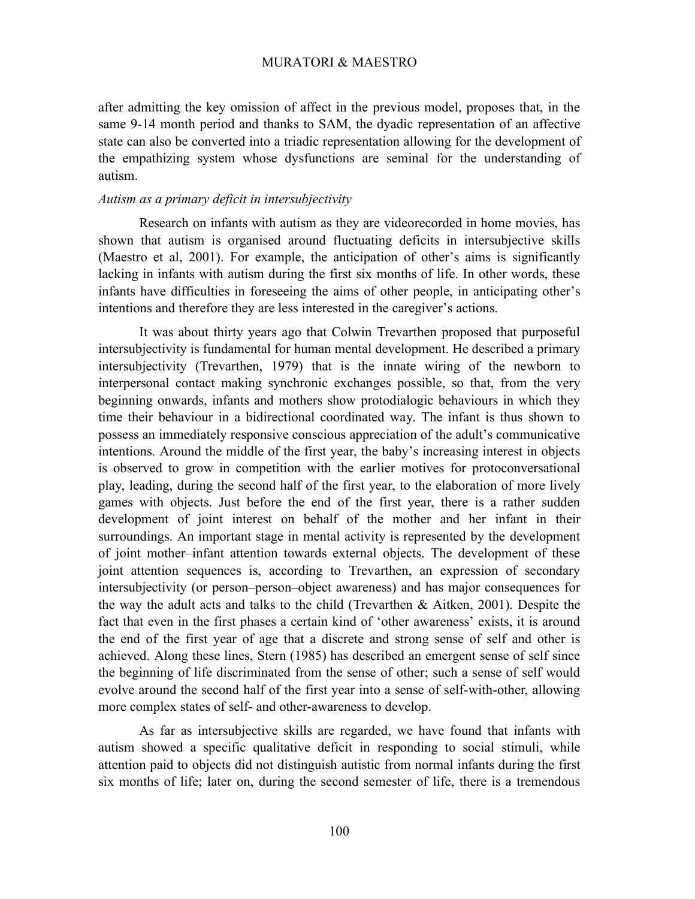after admitting the key omission of affect in the previous model, proposes that, in the same 9-14 month period and thanks to SAM, the dyadic representation of an affective state can also be converted into a triadic representation allowing for the development of the empathizing system whose dysfunctions are seminal for the understanding of autism.

*Autism as a primary deficit in intersubjectivity*

Research on infants with autism as they are videorecorded in home movies, has shown that autism is organised around fluctuating deficits in intersubjective skills (Maestro et al, 2001). For example, the anticipation of other's aims is significantly lacking in infants with autism during the first six months of life. In other words, these infants have difficulties in foreseeing the aims of other people, in anticipating other's intentions and therefore they are less interested in the caregiver's actions.

It was about thirty years ago that Colwin Trevarthen proposed that purposeful intersubjectivity is fundamental for human mental development. He described a primary intersubjectivity (Trevarthen, 1979) that is the innate wiring of the newborn to interpersonal contact making synchronic exchanges possible, so that, from the very beginning onwards, infants and mothers show protodialogic behaviours in which they time their behaviour in a bidirectional coordinated way. The infant is thus shown to possess an immediately responsive conscious appreciation of the adult's communicative intentions. Around the middle of the first year, the baby's increasing interest in objects is observed to grow in competition with the earlier motives for protoconversational play, leading, during the second half of the first year, to the elaboration of more lively games with objects. Just before the end of the first year, there is a rather sudden development of joint interest on behalf of the mother and her infant in their surroundings. An important stage in mental activity is represented by the development of joint mother–infant attention towards external objects. The development of these joint attention sequences is, according to Trevarthen, an expression of secondary intersubjectivity (or person–person–object awareness) and has major consequences for the way the adult acts and talks to the child (Trevarthen & Aitken, 2001). Despite the fact that even in the first phases a certain kind of 'other awareness' exists, it is around the end of the first year of age that a discrete and strong sense of self and other is achieved. Along these lines, Stern (1985) has described an emergent sense of self since the beginning of life discriminated from the sense of other; such a sense of self would evolve around the second half of the first year into a sense of self-with-other, allowing more complex states of self- and other-awareness to develop.

As far as intersubjective skills are regarded, we have found that infants with autism showed a specific qualitative deficit in responding to social stimuli, while attention paid to objects did not distinguish autistic from normal infants during the first six months of life; later on, during the second semester of life, there is a tremendous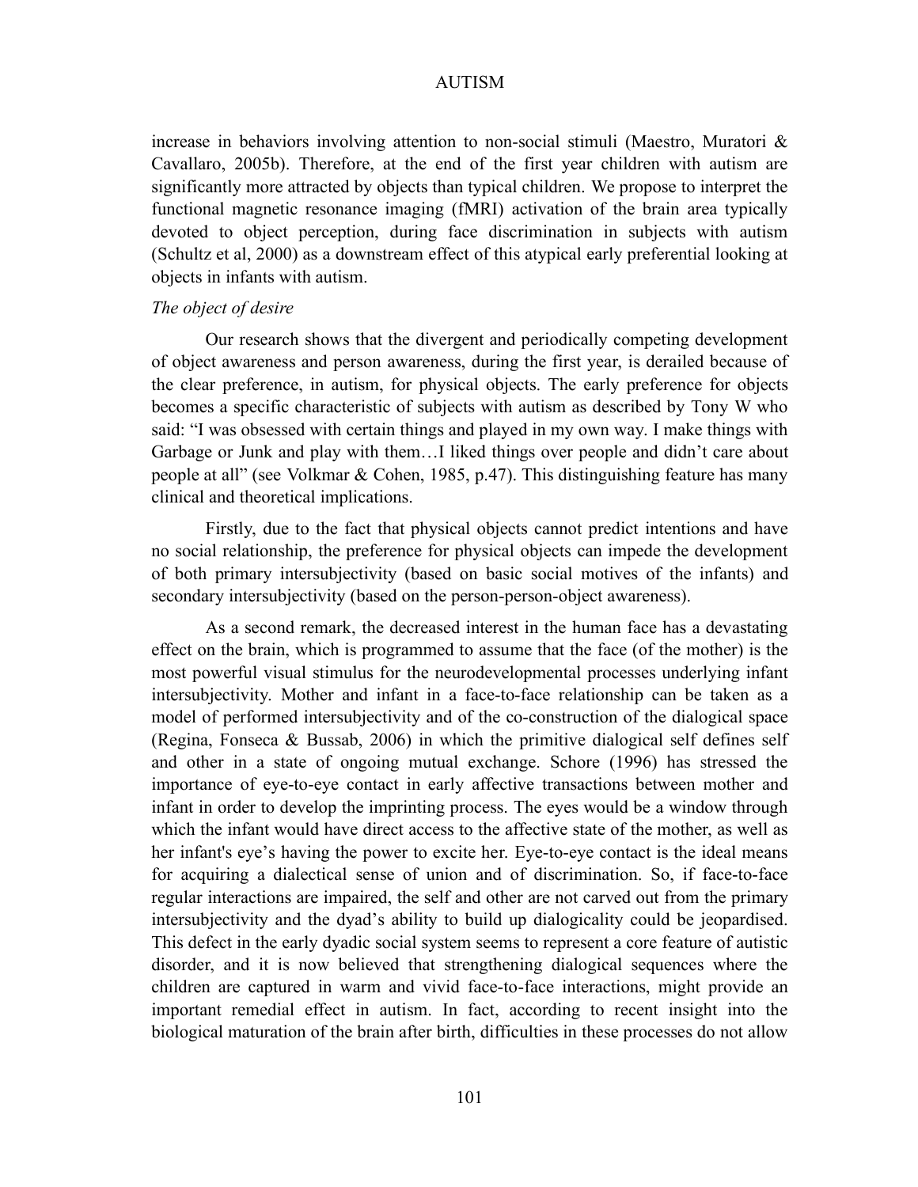increase in behaviors involving attention to non-social stimuli (Maestro, Muratori & Cavallaro, 2005b). Therefore, at the end of the first year children with autism are significantly more attracted by objects than typical children. We propose to interpret the functional magnetic resonance imaging (fMRI) activation of the brain area typically devoted to object perception, during face discrimination in subjects with autism (Schultz et al, 2000) as a downstream effect of this atypical early preferential looking at objects in infants with autism.

*The object of desire*

Our research shows that the divergent and periodically competing development of object awareness and person awareness, during the first year, is derailed because of the clear preference, in autism, for physical objects. The early preference for objects becomes a specific characteristic of subjects with autism as described by Tony W who said: "I was obsessed with certain things and played in my own way. I make things with Garbage or Junk and play with them…I liked things over people and didn't care about people at all" (see Volkmar & Cohen, 1985, p.47). This distinguishing feature has many clinical and theoretical implications.

Firstly, due to the fact that physical objects cannot predict intentions and have no social relationship, the preference for physical objects can impede the development of both primary intersubjectivity (based on basic social motives of the infants) and secondary intersubjectivity (based on the person-person-object awareness).

As a second remark, the decreased interest in the human face has a devastating effect on the brain, which is programmed to assume that the face (of the mother) is the most powerful visual stimulus for the neurodevelopmental processes underlying infant intersubjectivity. Mother and infant in a face-to-face relationship can be taken as a model of performed intersubjectivity and of the co-construction of the dialogical space (Regina, Fonseca & Bussab, 2006) in which the primitive dialogical self defines self and other in a state of ongoing mutual exchange. Schore (1996) has stressed the importance of eye-to-eye contact in early affective transactions between mother and infant in order to develop the imprinting process. The eyes would be a window through which the infant would have direct access to the affective state of the mother, as well as her infant's eye's having the power to excite her. Eye-to-eye contact is the ideal means for acquiring a dialectical sense of union and of discrimination. So, if face-to-face regular interactions are impaired, the self and other are not carved out from the primary intersubjectivity and the dyad's ability to build up dialogicality could be jeopardised. This defect in the early dyadic social system seems to represent a core feature of autistic disorder, and it is now believed that strengthening dialogical sequences where the children are captured in warm and vivid face-to-face interactions, might provide an important remedial effect in autism. In fact, according to recent insight into the biological maturation of the brain after birth, difficulties in these processes do not allow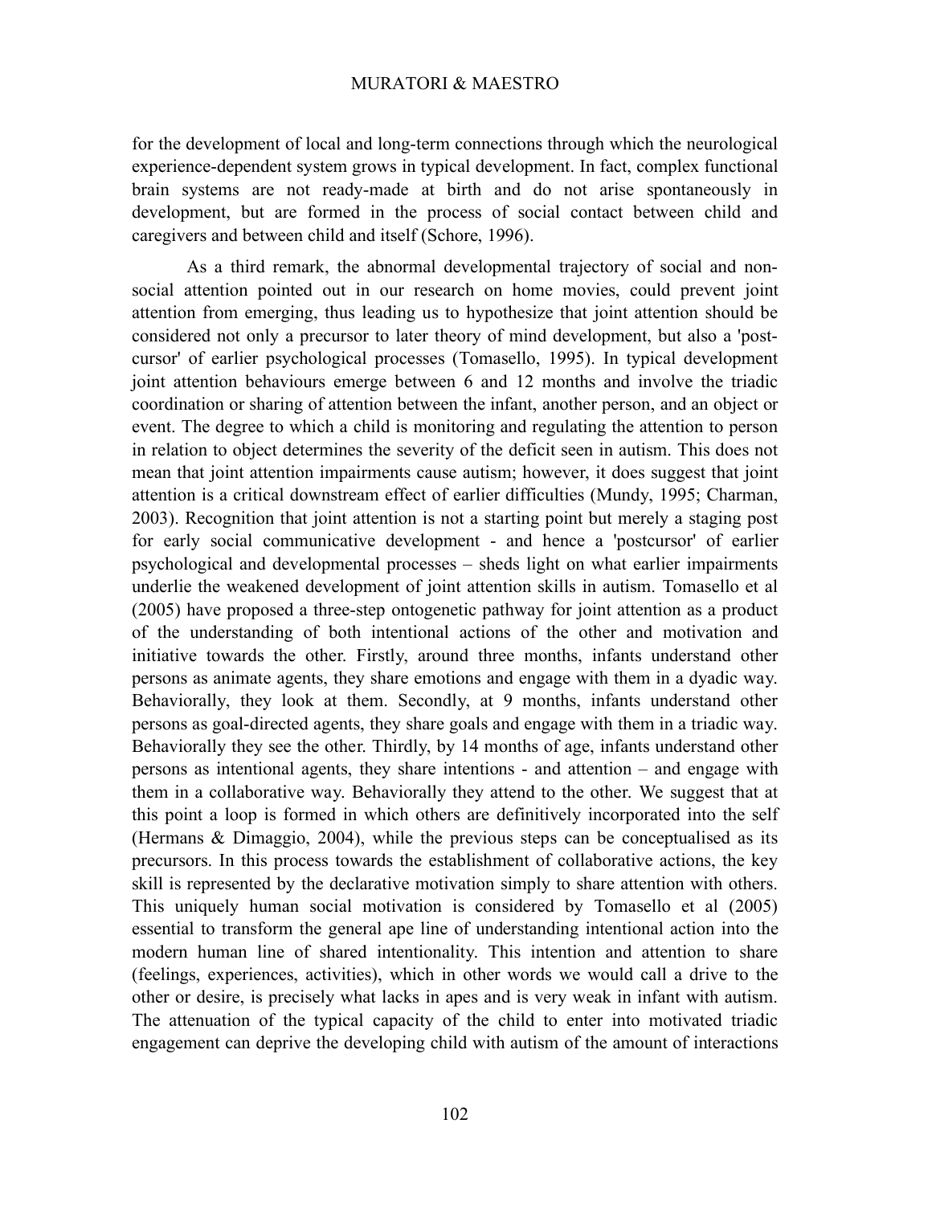for the development of local and long-term connections through which the neurological experience-dependent system grows in typical development. In fact, complex functional brain systems are not ready-made at birth and do not arise spontaneously in development, but are formed in the process of social contact between child and caregivers and between child and itself (Schore, 1996).

As a third remark, the abnormal developmental trajectory of social and non-social attention pointed out in our research on home movies, could prevent joint attention from emerging, thus leading us to hypothesize that joint attention should be considered not only a precursor to later theory of mind development, but also a 'post-cursor' of earlier psychological processes (Tomasello, 1995). In typical development joint attention behaviours emerge between 6 and 12 months and involve the triadic coordination or sharing of attention between the infant, another person, and an object or event. The degree to which a child is monitoring and regulating the attention to person in relation to object determines the severity of the deficit seen in autism. This does not mean that joint attention impairments cause autism; however, it does suggest that joint attention is a critical downstream effect of earlier difficulties (Mundy, 1995; Charman, 2003). Recognition that joint attention is not a starting point but merely a staging post for early social communicative development - and hence a 'postcursor' of earlier psychological and developmental processes – sheds light on what earlier impairments underlie the weakened development of joint attention skills in autism. Tomasello et al (2005) have proposed a three-step ontogenetic pathway for joint attention as a product of the understanding of both intentional actions of the other and motivation and initiative towards the other. Firstly, around three months, infants understand other persons as animate agents, they share emotions and engage with them in a dyadic way. Behaviorally, they look at them. Secondly, at 9 months, infants understand other persons as goal-directed agents, they share goals and engage with them in a triadic way. Behaviorally they see the other. Thirdly, by 14 months of age, infants understand other persons as intentional agents, they share intentions - and attention – and engage with them in a collaborative way. Behaviorally they attend to the other. We suggest that at this point a loop is formed in which others are definitively incorporated into the self (Hermans & Dimaggio, 2004), while the previous steps can be conceptualised as its precursors. In this process towards the establishment of collaborative actions, the key skill is represented by the declarative motivation simply to share attention with others. This uniquely human social motivation is considered by Tomasello et al (2005) essential to transform the general ape line of understanding intentional action into the modern human line of shared intentionality. This intention and attention to share (feelings, experiences, activities), which in other words we would call a drive to the other or desire, is precisely what lacks in apes and is very weak in infant with autism. The attenuation of the typical capacity of the child to enter into motivated triadic engagement can deprive the developing child with autism of the amount of interactions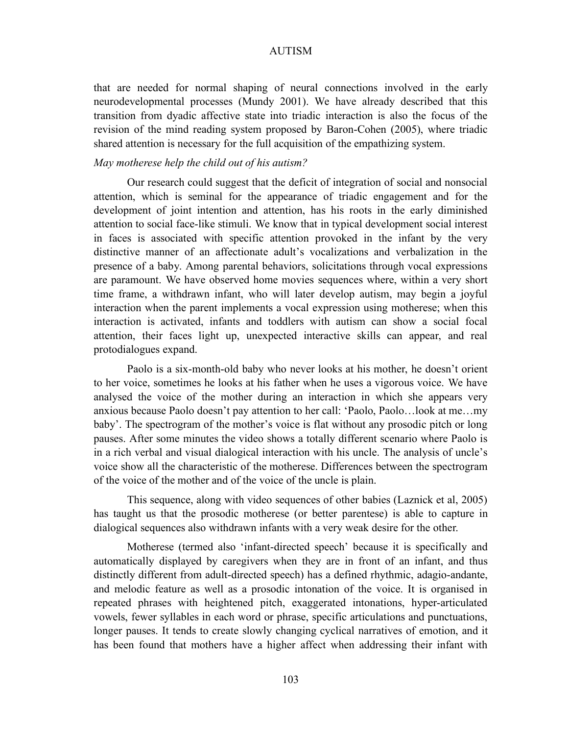that are needed for normal shaping of neural connections involved in the early neurodevelopmental processes (Mundy 2001). We have already described that this transition from dyadic affective state into triadic interaction is also the focus of the revision of the mind reading system proposed by Baron-Cohen (2005), where triadic shared attention is necessary for the full acquisition of the empathizing system.

*May motherese help the child out of his autism?*

Our research could suggest that the deficit of integration of social and nonsocial attention, which is seminal for the appearance of triadic engagement and for the development of joint intention and attention, has his roots in the early diminished attention to social face-like stimuli. We know that in typical development social interest in faces is associated with specific attention provoked in the infant by the very distinctive manner of an affectionate adult's vocalizations and verbalization in the presence of a baby. Among parental behaviors, solicitations through vocal expressions are paramount. We have observed home movies sequences where, within a very short time frame, a withdrawn infant, who will later develop autism, may begin a joyful interaction when the parent implements a vocal expression using motherese; when this interaction is activated, infants and toddlers with autism can show a social focal attention, their faces light up, unexpected interactive skills can appear, and real protodialogues expand.

Paolo is a six-month-old baby who never looks at his mother, he doesn't orient to her voice, sometimes he looks at his father when he uses a vigorous voice. We have analysed the voice of the mother during an interaction in which she appears very anxious because Paolo doesn't pay attention to her call: 'Paolo, Paolo…look at me…my baby'. The spectrogram of the mother's voice is flat without any prosodic pitch or long pauses. After some minutes the video shows a totally different scenario where Paolo is in a rich verbal and visual dialogical interaction with his uncle. The analysis of uncle's voice show all the characteristic of the motherese. Differences between the spectrogram of the voice of the mother and of the voice of the uncle is plain.

This sequence, along with video sequences of other babies (Laznick et al, 2005) has taught us that the prosodic motherese (or better parentese) is able to capture in dialogical sequences also withdrawn infants with a very weak desire for the other.

Motherese (termed also 'infant-directed speech' because it is specifically and automatically displayed by caregivers when they are in front of an infant, and thus distinctly different from adult-directed speech) has a defined rhythmic, adagio-andante, and melodic feature as well as a prosodic intonation of the voice. It is organised in repeated phrases with heightened pitch, exaggerated intonations, hyper-articulated vowels, fewer syllables in each word or phrase, specific articulations and punctuations, longer pauses. It tends to create slowly changing cyclical narratives of emotion, and it has been found that mothers have a higher affect when addressing their infant with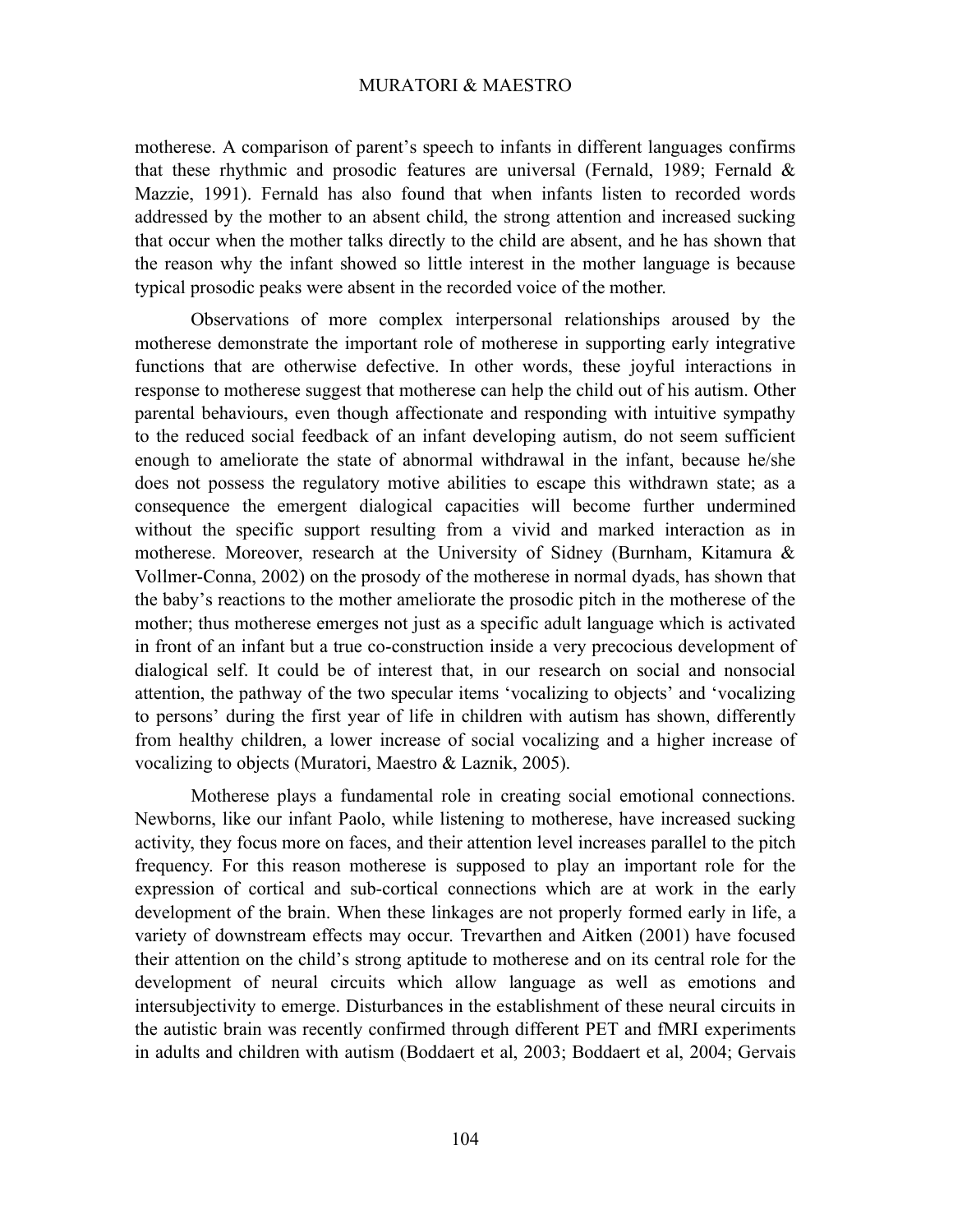motherese. A comparison of parent's speech to infants in different languages confirms that these rhythmic and prosodic features are universal (Fernald, 1989; Fernald & Mazzie, 1991). Fernald has also found that when infants listen to recorded words addressed by the mother to an absent child, the strong attention and increased sucking that occur when the mother talks directly to the child are absent, and he has shown that the reason why the infant showed so little interest in the mother language is because typical prosodic peaks were absent in the recorded voice of the mother.

Observations of more complex interpersonal relationships aroused by the motherese demonstrate the important role of motherese in supporting early integrative functions that are otherwise defective. In other words, these joyful interactions in response to motherese suggest that motherese can help the child out of his autism. Other parental behaviours, even though affectionate and responding with intuitive sympathy to the reduced social feedback of an infant developing autism, do not seem sufficient enough to ameliorate the state of abnormal withdrawal in the infant, because he/she does not possess the regulatory motive abilities to escape this withdrawn state; as a consequence the emergent dialogical capacities will become further undermined without the specific support resulting from a vivid and marked interaction as in motherese. Moreover, research at the University of Sidney (Burnham, Kitamura & Vollmer-Conna, 2002) on the prosody of the motherese in normal dyads, has shown that the baby's reactions to the mother ameliorate the prosodic pitch in the motherese of the mother; thus motherese emerges not just as a specific adult language which is activated in front of an infant but a true co-construction inside a very precocious development of dialogical self. It could be of interest that, in our research on social and nonsocial attention, the pathway of the two specular items 'vocalizing to objects' and 'vocalizing to persons' during the first year of life in children with autism has shown, differently from healthy children, a lower increase of social vocalizing and a higher increase of vocalizing to objects (Muratori, Maestro & Laznik, 2005).

Motherese plays a fundamental role in creating social emotional connections. Newborns, like our infant Paolo, while listening to motherese, have increased sucking activity, they focus more on faces, and their attention level increases parallel to the pitch frequency. For this reason motherese is supposed to play an important role for the expression of cortical and sub-cortical connections which are at work in the early development of the brain. When these linkages are not properly formed early in life, a variety of downstream effects may occur. Trevarthen and Aitken (2001) have focused their attention on the child's strong aptitude to motherese and on its central role for the development of neural circuits which allow language as well as emotions and intersubjectivity to emerge. Disturbances in the establishment of these neural circuits in the autistic brain was recently confirmed through different PET and fMRI experiments in adults and children with autism (Boddaert et al, 2003; Boddaert et al, 2004; Gervais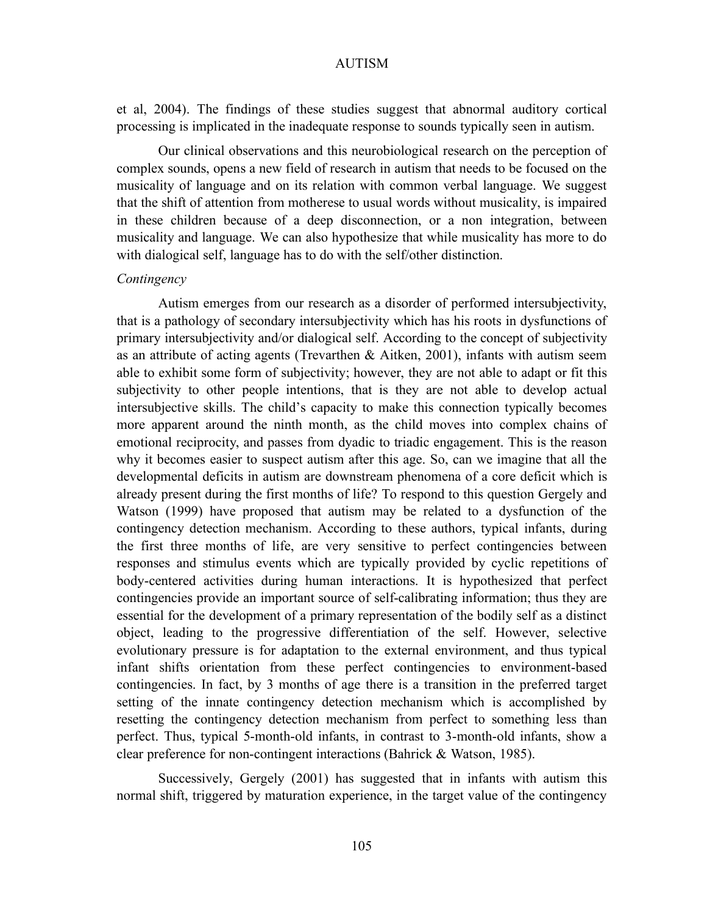et al, 2004). The findings of these studies suggest that abnormal auditory cortical processing is implicated in the inadequate response to sounds typically seen in autism.

Our clinical observations and this neurobiological research on the perception of complex sounds, opens a new field of research in autism that needs to be focused on the musicality of language and on its relation with common verbal language. We suggest that the shift of attention from motherese to usual words without musicality, is impaired in these children because of a deep disconnection, or a non integration, between musicality and language. We can also hypothesize that while musicality has more to do with dialogical self, language has to do with the self/other distinction.

*Contingency*

Autism emerges from our research as a disorder of performed intersubjectivity, that is a pathology of secondary intersubjectivity which has his roots in dysfunctions of primary intersubjectivity and/or dialogical self. According to the concept of subjectivity as an attribute of acting agents (Trevarthen & Aitken, 2001), infants with autism seem able to exhibit some form of subjectivity; however, they are not able to adapt or fit this subjectivity to other people intentions, that is they are not able to develop actual intersubjective skills. The child's capacity to make this connection typically becomes more apparent around the ninth month, as the child moves into complex chains of emotional reciprocity, and passes from dyadic to triadic engagement. This is the reason why it becomes easier to suspect autism after this age. So, can we imagine that all the developmental deficits in autism are downstream phenomena of a core deficit which is already present during the first months of life? To respond to this question Gergely and Watson (1999) have proposed that autism may be related to a dysfunction of the contingency detection mechanism. According to these authors, typical infants, during the first three months of life, are very sensitive to perfect contingencies between responses and stimulus events which are typically provided by cyclic repetitions of body-centered activities during human interactions. It is hypothesized that perfect contingencies provide an important source of self-calibrating information; thus they are essential for the development of a primary representation of the bodily self as a distinct object, leading to the progressive differentiation of the self. However, selective evolutionary pressure is for adaptation to the external environment, and thus typical infant shifts orientation from these perfect contingencies to environment-based contingencies. In fact, by 3 months of age there is a transition in the preferred target setting of the innate contingency detection mechanism which is accomplished by resetting the contingency detection mechanism from perfect to something less than perfect. Thus, typical 5-month-old infants, in contrast to 3-month-old infants, show a clear preference for non-contingent interactions (Bahrick & Watson, 1985).

Successively, Gergely (2001) has suggested that in infants with autism this normal shift, triggered by maturation experience, in the target value of the contingency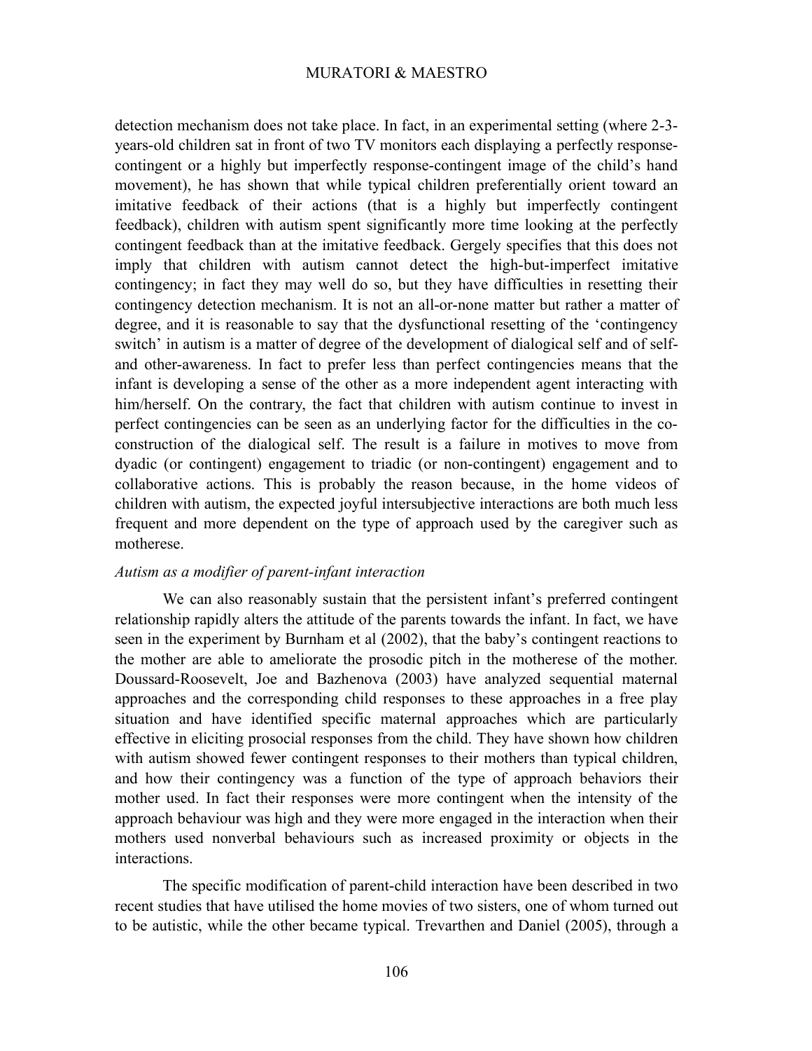detection mechanism does not take place. In fact, in an experimental setting (where 2-3-years-old children sat in front of two TV monitors each displaying a perfectly response-contingent or a highly but imperfectly response-contingent image of the child's hand movement), he has shown that while typical children preferentially orient toward an imitative feedback of their actions (that is a highly but imperfectly contingent feedback), children with autism spent significantly more time looking at the perfectly contingent feedback than at the imitative feedback. Gergely specifies that this does not imply that children with autism cannot detect the high-but-imperfect imitative contingency; in fact they may well do so, but they have difficulties in resetting their contingency detection mechanism. It is not an all-or-none matter but rather a matter of degree, and it is reasonable to say that the dysfunctional resetting of the 'contingency switch' in autism is a matter of degree of the development of dialogical self and of self- and other-awareness. In fact to prefer less than perfect contingencies means that the infant is developing a sense of the other as a more independent agent interacting with him/herself. On the contrary, the fact that children with autism continue to invest in perfect contingencies can be seen as an underlying factor for the difficulties in the co-construction of the dialogical self. The result is a failure in motives to move from dyadic (or contingent) engagement to triadic (or non-contingent) engagement and to collaborative actions. This is probably the reason because, in the home videos of children with autism, the expected joyful intersubjective interactions are both much less frequent and more dependent on the type of approach used by the caregiver such as motherese.

*Autism as a modifier of parent-infant interaction*

We can also reasonably sustain that the persistent infant's preferred contingent relationship rapidly alters the attitude of the parents towards the infant. In fact, we have seen in the experiment by Burnham et al (2002), that the baby's contingent reactions to the mother are able to ameliorate the prosodic pitch in the motherese of the mother. Doussard-Roosevelt, Joe and Bazhenova (2003) have analyzed sequential maternal approaches and the corresponding child responses to these approaches in a free play situation and have identified specific maternal approaches which are particularly effective in eliciting prosocial responses from the child. They have shown how children with autism showed fewer contingent responses to their mothers than typical children, and how their contingency was a function of the type of approach behaviors their mother used. In fact their responses were more contingent when the intensity of the approach behaviour was high and they were more engaged in the interaction when their mothers used nonverbal behaviours such as increased proximity or objects in the interactions.

The specific modification of parent-child interaction have been described in two recent studies that have utilised the home movies of two sisters, one of whom turned out to be autistic, while the other became typical. Trevarthen and Daniel (2005), through a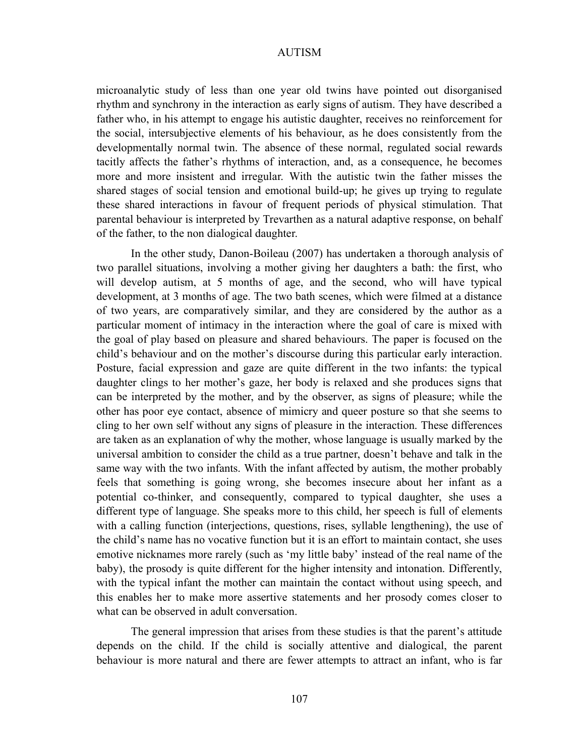microanalytic study of less than one year old twins have pointed out disorganised rhythm and synchrony in the interaction as early signs of autism. They have described a father who, in his attempt to engage his autistic daughter, receives no reinforcement for the social, intersubjective elements of his behaviour, as he does consistently from the developmentally normal twin. The absence of these normal, regulated social rewards tacitly affects the father's rhythms of interaction, and, as a consequence, he becomes more and more insistent and irregular. With the autistic twin the father misses the shared stages of social tension and emotional build-up; he gives up trying to regulate these shared interactions in favour of frequent periods of physical stimulation. That parental behaviour is interpreted by Trevarthen as a natural adaptive response, on behalf of the father, to the non dialogical daughter.

In the other study, Danon-Boileau (2007) has undertaken a thorough analysis of two parallel situations, involving a mother giving her daughters a bath: the first, who will develop autism, at 5 months of age, and the second, who will have typical development, at 3 months of age. The two bath scenes, which were filmed at a distance of two years, are comparatively similar, and they are considered by the author as a particular moment of intimacy in the interaction where the goal of care is mixed with the goal of play based on pleasure and shared behaviours. The paper is focused on the child's behaviour and on the mother's discourse during this particular early interaction. Posture, facial expression and gaze are quite different in the two infants: the typical daughter clings to her mother's gaze, her body is relaxed and she produces signs that can be interpreted by the mother, and by the observer, as signs of pleasure; while the other has poor eye contact, absence of mimicry and queer posture so that she seems to cling to her own self without any signs of pleasure in the interaction. These differences are taken as an explanation of why the mother, whose language is usually marked by the universal ambition to consider the child as a true partner, doesn't behave and talk in the same way with the two infants. With the infant affected by autism, the mother probably feels that something is going wrong, she becomes insecure about her infant as a potential co-thinker, and consequently, compared to typical daughter, she uses a different type of language. She speaks more to this child, her speech is full of elements with a calling function (interjections, questions, rises, syllable lengthening), the use of the child's name has no vocative function but it is an effort to maintain contact, she uses emotive nicknames more rarely (such as 'my little baby' instead of the real name of the baby), the prosody is quite different for the higher intensity and intonation. Differently, with the typical infant the mother can maintain the contact without using speech, and this enables her to make more assertive statements and her prosody comes closer to what can be observed in adult conversation.

The general impression that arises from these studies is that the parent's attitude depends on the child. If the child is socially attentive and dialogical, the parent behaviour is more natural and there are fewer attempts to attract an infant, who is far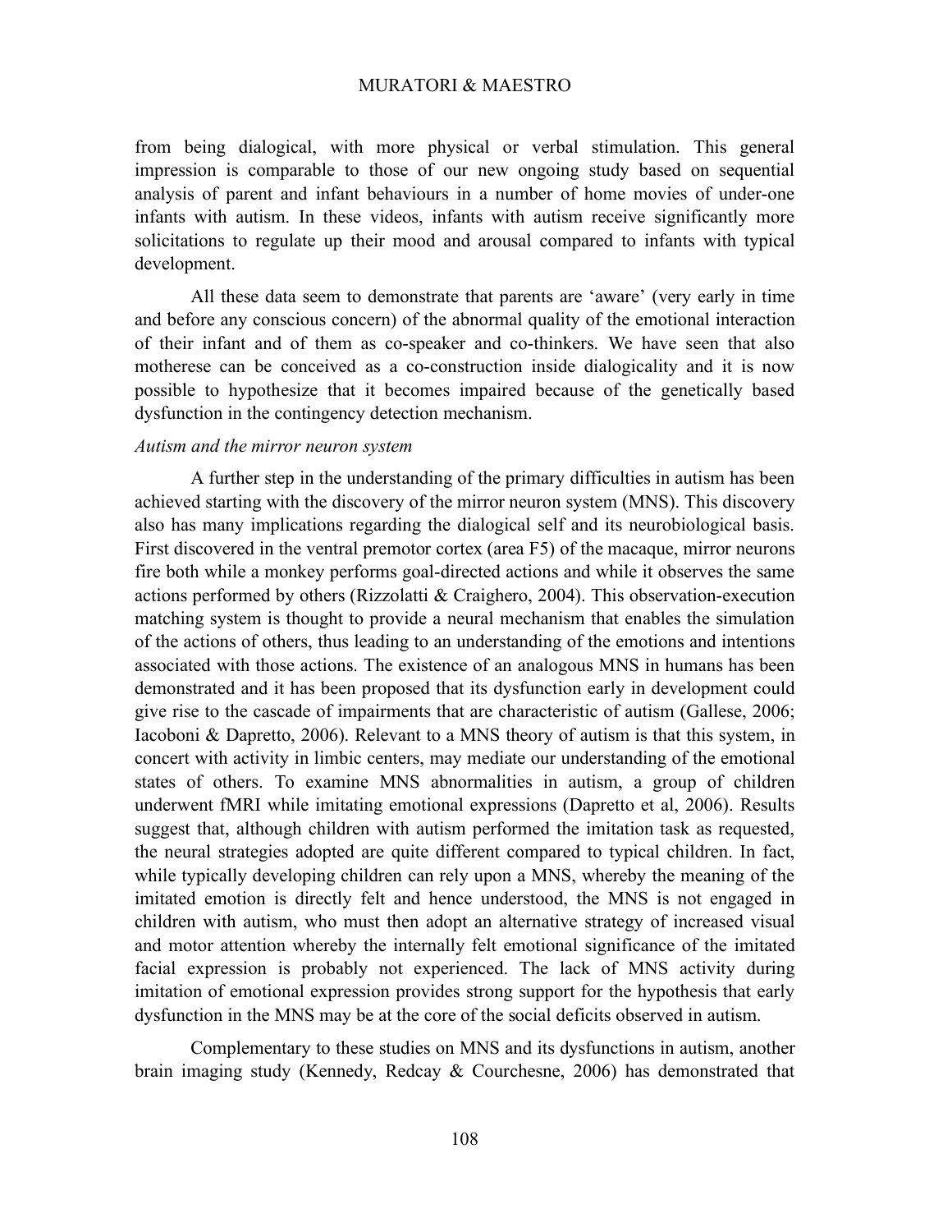from being dialogical, with more physical or verbal stimulation. This general impression is comparable to those of our new ongoing study based on sequential analysis of parent and infant behaviours in a number of home movies of under-one infants with autism. In these videos, infants with autism receive significantly more solicitations to regulate up their mood and arousal compared to infants with typical development.

All these data seem to demonstrate that parents are 'aware' (very early in time and before any conscious concern) of the abnormal quality of the emotional interaction of their infant and of them as co-speaker and co-thinkers. We have seen that also motherese can be conceived as a co-construction inside dialogicality and it is now possible to hypothesize that it becomes impaired because of the genetically based dysfunction in the contingency detection mechanism.

*Autism and the mirror neuron system*

A further step in the understanding of the primary difficulties in autism has been achieved starting with the discovery of the mirror neuron system (MNS). This discovery also has many implications regarding the dialogical self and its neurobiological basis. First discovered in the ventral premotor cortex (area F5) of the macaque, mirror neurons fire both while a monkey performs goal-directed actions and while it observes the same actions performed by others (Rizzolatti & Craighero, 2004). This observation-execution matching system is thought to provide a neural mechanism that enables the simulation of the actions of others, thus leading to an understanding of the emotions and intentions associated with those actions. The existence of an analogous MNS in humans has been demonstrated and it has been proposed that its dysfunction early in development could give rise to the cascade of impairments that are characteristic of autism (Gallese, 2006; Iacoboni & Dapretto, 2006). Relevant to a MNS theory of autism is that this system, in concert with activity in limbic centers, may mediate our understanding of the emotional states of others. To examine MNS abnormalities in autism, a group of children underwent fMRI while imitating emotional expressions (Dapretto et al, 2006). Results suggest that, although children with autism performed the imitation task as requested, the neural strategies adopted are quite different compared to typical children. In fact, while typically developing children can rely upon a MNS, whereby the meaning of the imitated emotion is directly felt and hence understood, the MNS is not engaged in children with autism, who must then adopt an alternative strategy of increased visual and motor attention whereby the internally felt emotional significance of the imitated facial expression is probably not experienced. The lack of MNS activity during imitation of emotional expression provides strong support for the hypothesis that early dysfunction in the MNS may be at the core of the social deficits observed in autism.

Complementary to these studies on MNS and its dysfunctions in autism, another brain imaging study (Kennedy, Redcay & Courchesne, 2006) has demonstrated that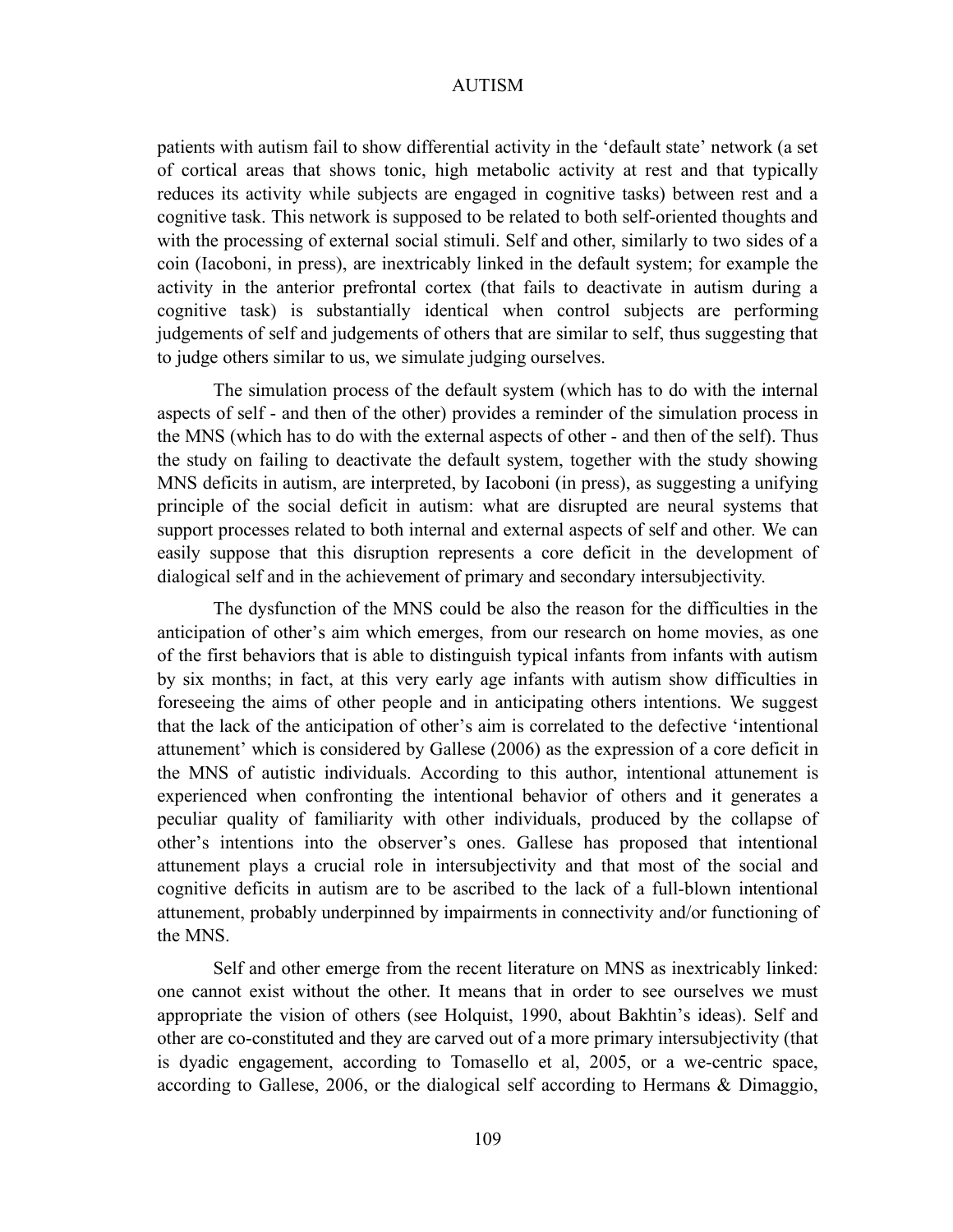patients with autism fail to show differential activity in the 'default state' network (a set of cortical areas that shows tonic, high metabolic activity at rest and that typically reduces its activity while subjects are engaged in cognitive tasks) between rest and a cognitive task. This network is supposed to be related to both self-oriented thoughts and with the processing of external social stimuli. Self and other, similarly to two sides of a coin (Iacoboni, in press), are inextricably linked in the default system; for example the activity in the anterior prefrontal cortex (that fails to deactivate in autism during a cognitive task) is substantially identical when control subjects are performing judgements of self and judgements of others that are similar to self, thus suggesting that to judge others similar to us, we simulate judging ourselves.

The simulation process of the default system (which has to do with the internal aspects of self - and then of the other) provides a reminder of the simulation process in the MNS (which has to do with the external aspects of other - and then of the self). Thus the study on failing to deactivate the default system, together with the study showing MNS deficits in autism, are interpreted, by Iacoboni (in press), as suggesting a unifying principle of the social deficit in autism: what are disrupted are neural systems that support processes related to both internal and external aspects of self and other. We can easily suppose that this disruption represents a core deficit in the development of dialogical self and in the achievement of primary and secondary intersubjectivity.

The dysfunction of the MNS could be also the reason for the difficulties in the anticipation of other's aim which emerges, from our research on home movies, as one of the first behaviors that is able to distinguish typical infants from infants with autism by six months; in fact, at this very early age infants with autism show difficulties in foreseeing the aims of other people and in anticipating others intentions. We suggest that the lack of the anticipation of other's aim is correlated to the defective 'intentional attunement' which is considered by Gallese (2006) as the expression of a core deficit in the MNS of autistic individuals. According to this author, intentional attunement is experienced when confronting the intentional behavior of others and it generates a peculiar quality of familiarity with other individuals, produced by the collapse of other's intentions into the observer's ones. Gallese has proposed that intentional attunement plays a crucial role in intersubjectivity and that most of the social and cognitive deficits in autism are to be ascribed to the lack of a full-blown intentional attunement, probably underpinned by impairments in connectivity and/or functioning of the MNS.

Self and other emerge from the recent literature on MNS as inextricably linked: one cannot exist without the other. It means that in order to see ourselves we must appropriate the vision of others (see Holquist, 1990, about Bakhtin's ideas). Self and other are co-constituted and they are carved out of a more primary intersubjectivity (that is dyadic engagement, according to Tomasello et al, 2005, or a we-centric space, according to Gallese, 2006, or the dialogical self according to Hermans & Dimaggio,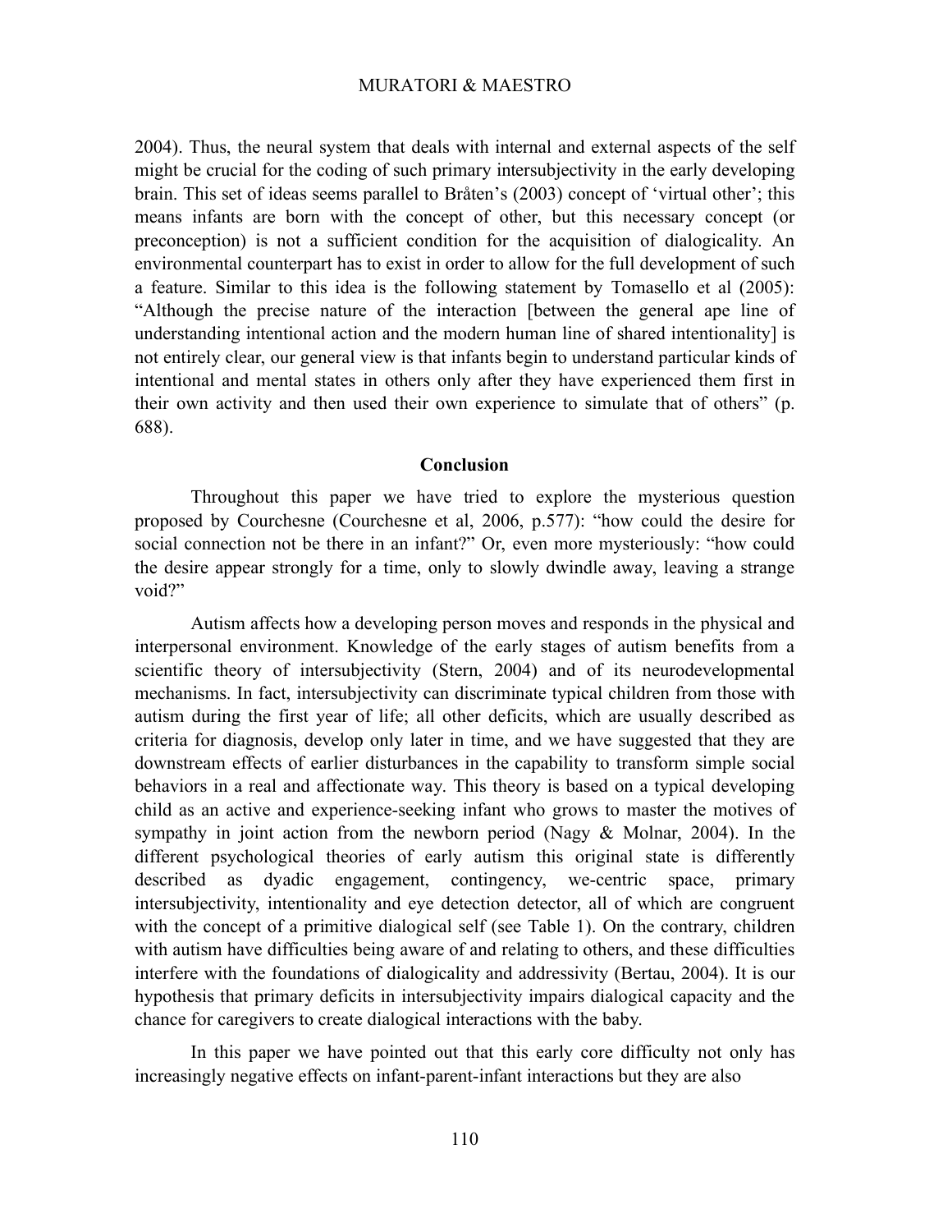2004). Thus, the neural system that deals with internal and external aspects of the self might be crucial for the coding of such primary intersubjectivity in the early developing brain. This set of ideas seems parallel to Bråten's (2003) concept of 'virtual other'; this means infants are born with the concept of other, but this necessary concept (or preconception) is not a sufficient condition for the acquisition of dialogicality. An environmental counterpart has to exist in order to allow for the full development of such a feature. Similar to this idea is the following statement by Tomasello et al (2005): "Although the precise nature of the interaction [between the general ape line of understanding intentional action and the modern human line of shared intentionality] is not entirely clear, our general view is that infants begin to understand particular kinds of intentional and mental states in others only after they have experienced them first in their own activity and then used their own experience to simulate that of others" (p. 688).

## Conclusion

Throughout this paper we have tried to explore the mysterious question proposed by Courchesne (Courchesne et al, 2006, p.577): "how could the desire for social connection not be there in an infant?" Or, even more mysteriously: "how could the desire appear strongly for a time, only to slowly dwindle away, leaving a strange void?"

Autism affects how a developing person moves and responds in the physical and interpersonal environment. Knowledge of the early stages of autism benefits from a scientific theory of intersubjectivity (Stern, 2004) and of its neurodevelopmental mechanisms. In fact, intersubjectivity can discriminate typical children from those with autism during the first year of life; all other deficits, which are usually described as criteria for diagnosis, develop only later in time, and we have suggested that they are downstream effects of earlier disturbances in the capability to transform simple social behaviors in a real and affectionate way. This theory is based on a typical developing child as an active and experience-seeking infant who grows to master the motives of sympathy in joint action from the newborn period (Nagy & Molnar, 2004). In the different psychological theories of early autism this original state is differently described as dyadic engagement, contingency, we-centric space, primary intersubjectivity, intentionality and eye detection detector, all of which are congruent with the concept of a primitive dialogical self (see Table 1). On the contrary, children with autism have difficulties being aware of and relating to others, and these difficulties interfere with the foundations of dialogicality and addressivity (Bertau, 2004). It is our hypothesis that primary deficits in intersubjectivity impairs dialogical capacity and the chance for caregivers to create dialogical interactions with the baby.

In this paper we have pointed out that this early core difficulty not only has increasingly negative effects on infant-parent-infant interactions but they are also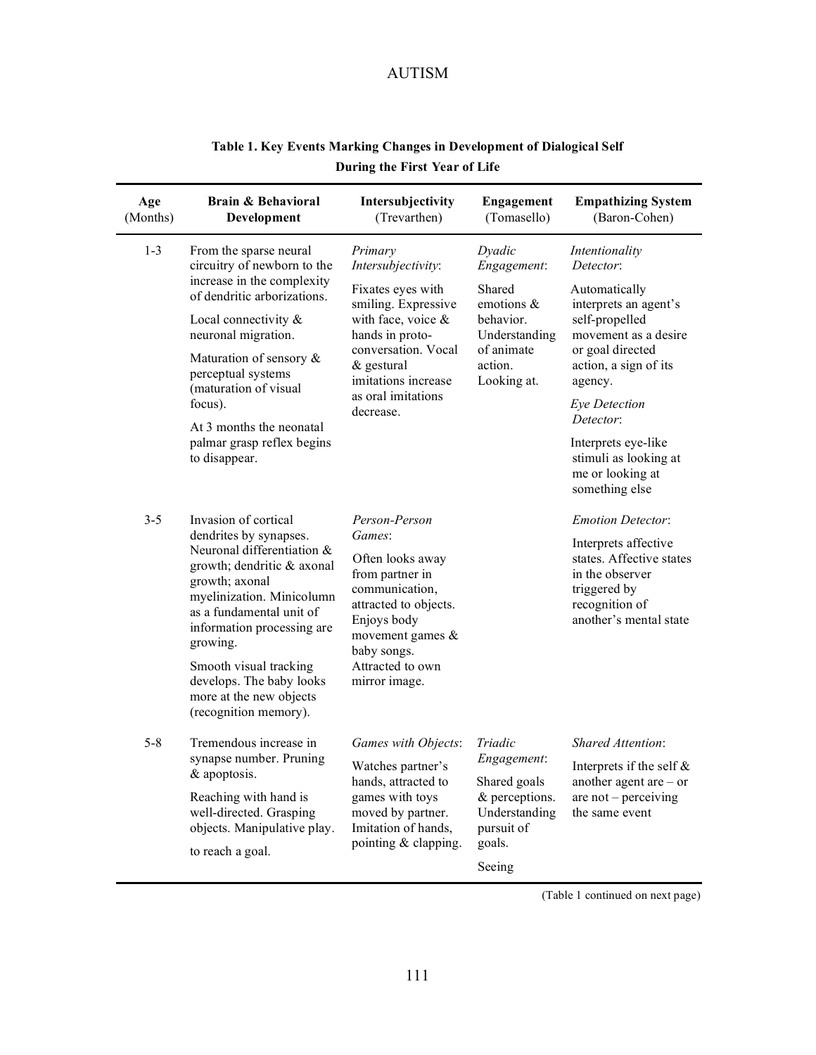**Table 1. Key Events Marking Changes in Development of Dialogical Self During the First Year of Life**

| Age (Months) | Brain & Behavioral Development | Intersubjectivity (Trevarthen) | Engagement (Tomasello) | Empathizing System (Baron-Cohen) |
|---|---|---|---|---|
| 1-3 | From the sparse neural circuitry of newborn to the increase in the complexity of dendritic arborizations. Local connectivity & neuronal migration. Maturation of sensory & perceptual systems (maturation of visual focus). At 3 months the neonatal palmar grasp reflex begins to disappear. | *Primary Intersubjectivity*: Fixates eyes with smiling. Expressive with face, voice & hands in proto-conversation. Vocal & gestural imitations increase as oral imitations decrease. | *Dyadic Engagement*: Shared emotions & behavior. Understanding of animate action. Looking at. | *Intentionality Detector*: Automatically interprets an agent's self-propelled movement as a desire or goal directed action, a sign of its agency. *Eye Detection Detector*: Interprets eye-like stimuli as looking at me or looking at something else |
| 3-5 | Invasion of cortical dendrites by synapses. Neuronal differentiation & growth; dendritic & axonal growth; axonal myelinization. Minicolumn as a fundamental unit of information processing are growing. Smooth visual tracking develops. The baby looks more at the new objects (recognition memory). | *Person-Person Games*: Often looks away from partner in communication, attracted to objects. Enjoys body movement games & baby songs. Attracted to own mirror image. | | *Emotion Detector*: Interprets affective states. Affective states in the observer triggered by recognition of another's mental state |
| 5-8 | Tremendous increase in synapse number. Pruning & apoptosis. Reaching with hand is well-directed. Grasping objects. Manipulative play. to reach a goal. | *Games with Objects*: Watches partner's hands, attracted to games with toys moved by partner. Imitation of hands, pointing & clapping. | *Triadic Engagement*: Shared goals & perceptions. Understanding pursuit of goals. Seeing | *Shared Attention*: Interprets if the self & another agent are – or are not – perceiving the same event |

(Table 1 continued on next page)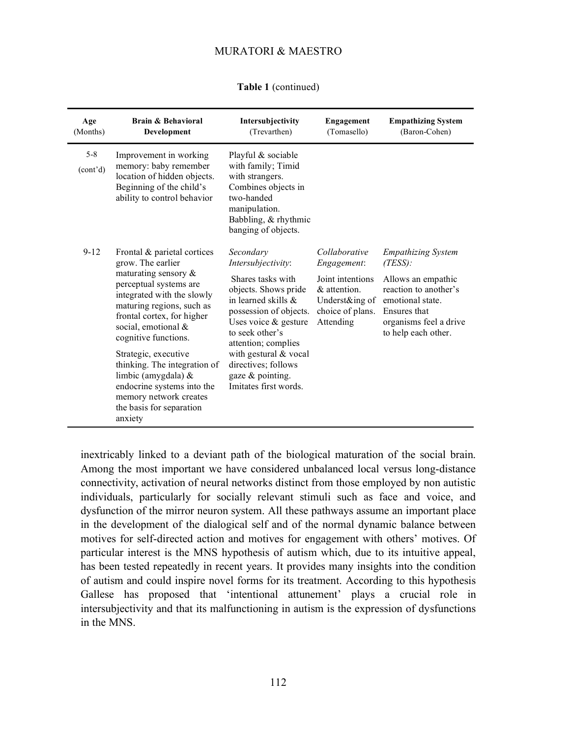**Table 1** (continued)

| Age (Months) | Brain & Behavioral Development | Intersubjectivity (Trevarthen) | Engagement (Tomasello) | Empathizing System (Baron-Cohen) |
|---|---|---|---|---|
| 5-8 (cont'd) | Improvement in working memory: baby remember location of hidden objects. Beginning of the child's ability to control behavior | Playful & sociable with family; Timid with strangers. Combines objects in two-handed manipulation. Babbling, & rhythmic banging of objects. | | |
| 9-12 | Frontal & parietal cortices grow. The earlier maturating sensory & perceptual systems are integrated with the slowly maturing regions, such as frontal cortex, for higher social, emotional & cognitive functions. Strategic, executive thinking. The integration of limbic (amygdala) & endocrine systems into the memory network creates the basis for separation anxiety | *Secondary Intersubjectivity*: Shares tasks with objects. Shows pride in learned skills & possession of objects. Uses voice & gesture to seek other's attention; complies with gestural & vocal directives; follows gaze & pointing. Imitates first words. | *Collaborative Engagement*: Joint intentions & attention. Underst&ing of choice of plans. Attending | *Empathizing System (TESS)*: Allows an empathic reaction to another's emotional state. Ensures that organisms feel a drive to help each other. |

inextricably linked to a deviant path of the biological maturation of the social brain. Among the most important we have considered unbalanced local versus long-distance connectivity, activation of neural networks distinct from those employed by non autistic individuals, particularly for socially relevant stimuli such as face and voice, and dysfunction of the mirror neuron system. All these pathways assume an important place in the development of the dialogical self and of the normal dynamic balance between motives for self-directed action and motives for engagement with others' motives. Of particular interest is the MNS hypothesis of autism which, due to its intuitive appeal, has been tested repeatedly in recent years. It provides many insights into the condition of autism and could inspire novel forms for its treatment. According to this hypothesis Gallese has proposed that 'intentional attunement' plays a crucial role in intersubjectivity and that its malfunctioning in autism is the expression of dysfunctions in the MNS.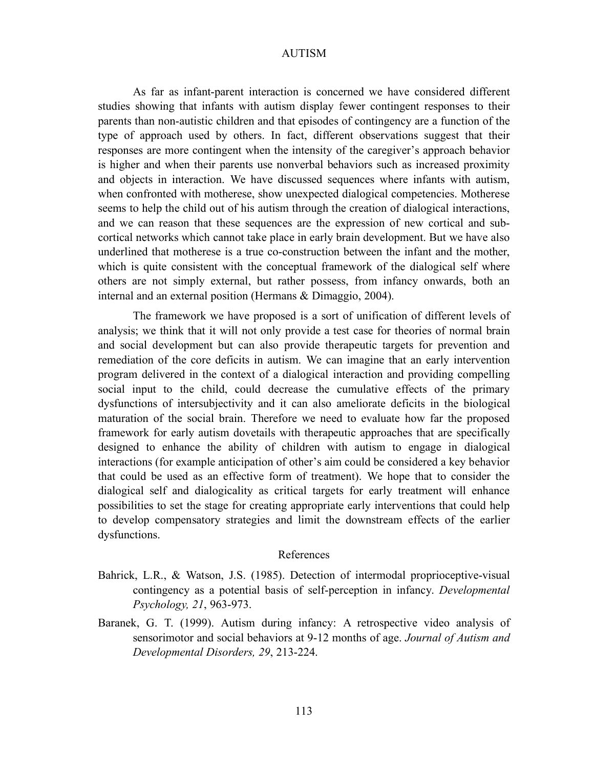As far as infant-parent interaction is concerned we have considered different studies showing that infants with autism display fewer contingent responses to their parents than non-autistic children and that episodes of contingency are a function of the type of approach used by others. In fact, different observations suggest that their responses are more contingent when the intensity of the caregiver's approach behavior is higher and when their parents use nonverbal behaviors such as increased proximity and objects in interaction. We have discussed sequences where infants with autism, when confronted with motherese, show unexpected dialogical competencies. Motherese seems to help the child out of his autism through the creation of dialogical interactions, and we can reason that these sequences are the expression of new cortical and sub-cortical networks which cannot take place in early brain development. But we have also underlined that motherese is a true co-construction between the infant and the mother, which is quite consistent with the conceptual framework of the dialogical self where others are not simply external, but rather possess, from infancy onwards, both an internal and an external position (Hermans & Dimaggio, 2004).

The framework we have proposed is a sort of unification of different levels of analysis; we think that it will not only provide a test case for theories of normal brain and social development but can also provide therapeutic targets for prevention and remediation of the core deficits in autism. We can imagine that an early intervention program delivered in the context of a dialogical interaction and providing compelling social input to the child, could decrease the cumulative effects of the primary dysfunctions of intersubjectivity and it can also ameliorate deficits in the biological maturation of the social brain. Therefore we need to evaluate how far the proposed framework for early autism dovetails with therapeutic approaches that are specifically designed to enhance the ability of children with autism to engage in dialogical interactions (for example anticipation of other's aim could be considered a key behavior that could be used as an effective form of treatment). We hope that to consider the dialogical self and dialogicality as critical targets for early treatment will enhance possibilities to set the stage for creating appropriate early interventions that could help to develop compensatory strategies and limit the downstream effects of the earlier dysfunctions.

## References

Bahrick, L.R., & Watson, J.S. (1985). Detection of intermodal proprioceptive-visual contingency as a potential basis of self-perception in infancy. *Developmental Psychology, 21*, 963-973.

Baranek, G. T. (1999). Autism during infancy: A retrospective video analysis of sensorimotor and social behaviors at 9-12 months of age. *Journal of Autism and Developmental Disorders, 29*, 213-224.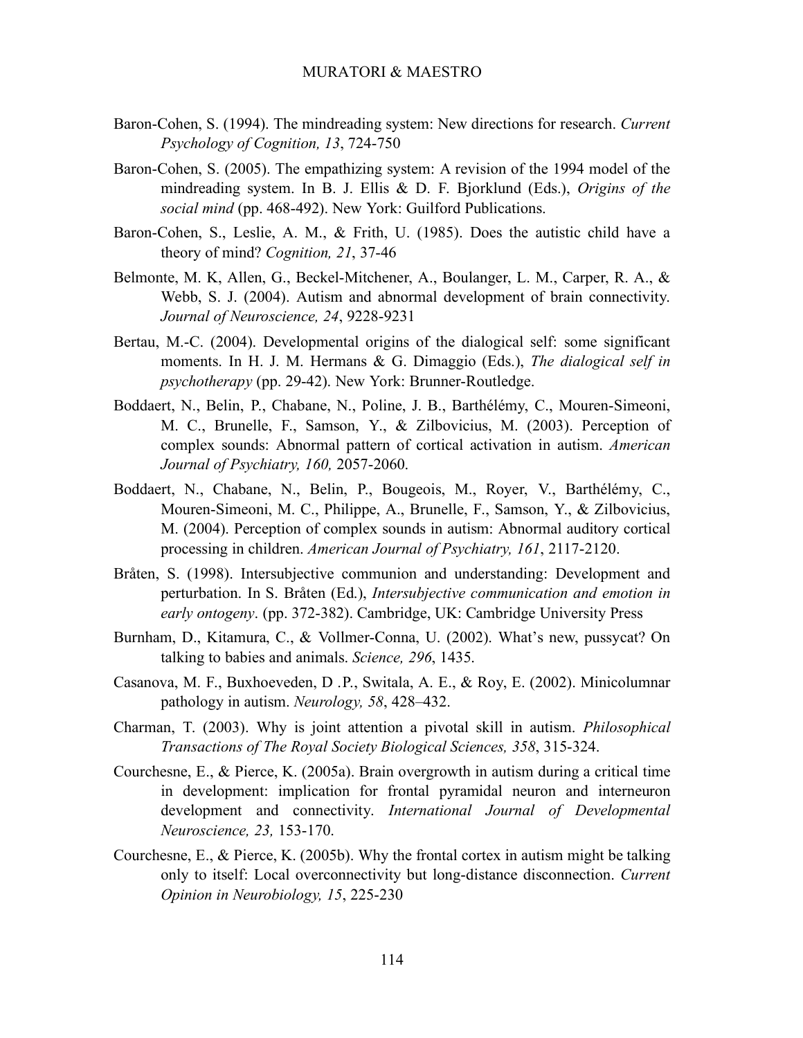Baron-Cohen, S. (1994). The mindreading system: New directions for research. *Current Psychology of Cognition, 13*, 724-750

Baron-Cohen, S. (2005). The empathizing system: A revision of the 1994 model of the mindreading system. In B. J. Ellis & D. F. Bjorklund (Eds.), *Origins of the social mind* (pp. 468-492). New York: Guilford Publications.

Baron-Cohen, S., Leslie, A. M., & Frith, U. (1985). Does the autistic child have a theory of mind? *Cognition, 21*, 37-46

Belmonte, M. K, Allen, G., Beckel-Mitchener, A., Boulanger, L. M., Carper, R. A., & Webb, S. J. (2004). Autism and abnormal development of brain connectivity. *Journal of Neuroscience, 24*, 9228-9231

Bertau, M.-C. (2004). Developmental origins of the dialogical self: some significant moments. In H. J. M. Hermans & G. Dimaggio (Eds.), *The dialogical self in psychotherapy* (pp. 29-42). New York: Brunner-Routledge.

Boddaert, N., Belin, P., Chabane, N., Poline, J. B., Barthélémy, C., Mouren-Simeoni, M. C., Brunelle, F., Samson, Y., & Zilbovicius, M. (2003). Perception of complex sounds: Abnormal pattern of cortical activation in autism. *American Journal of Psychiatry, 160,* 2057-2060.

Boddaert, N., Chabane, N., Belin, P., Bougeois, M., Royer, V., Barthélémy, C., Mouren-Simeoni, M. C., Philippe, A., Brunelle, F., Samson, Y., & Zilbovicius, M. (2004). Perception of complex sounds in autism: Abnormal auditory cortical processing in children. *American Journal of Psychiatry, 161*, 2117-2120.

Bråten, S. (1998). Intersubjective communion and understanding: Development and perturbation. In S. Bråten (Ed.), *Intersubjective communication and emotion in early ontogeny*. (pp. 372-382). Cambridge, UK: Cambridge University Press

Burnham, D., Kitamura, C., & Vollmer-Conna, U. (2002). What's new, pussycat? On talking to babies and animals. *Science, 296*, 1435.

Casanova, M. F., Buxhoeveden, D .P., Switala, A. E., & Roy, E. (2002). Minicolumnar pathology in autism. *Neurology, 58*, 428–432.

Charman, T. (2003). Why is joint attention a pivotal skill in autism. *Philosophical Transactions of The Royal Society Biological Sciences, 358*, 315-324.

Courchesne, E., & Pierce, K. (2005a). Brain overgrowth in autism during a critical time in development: implication for frontal pyramidal neuron and interneuron development and connectivity. *International Journal of Developmental Neuroscience, 23,* 153-170.

Courchesne, E., & Pierce, K. (2005b). Why the frontal cortex in autism might be talking only to itself: Local overconnectivity but long-distance disconnection. *Current Opinion in Neurobiology, 15*, 225-230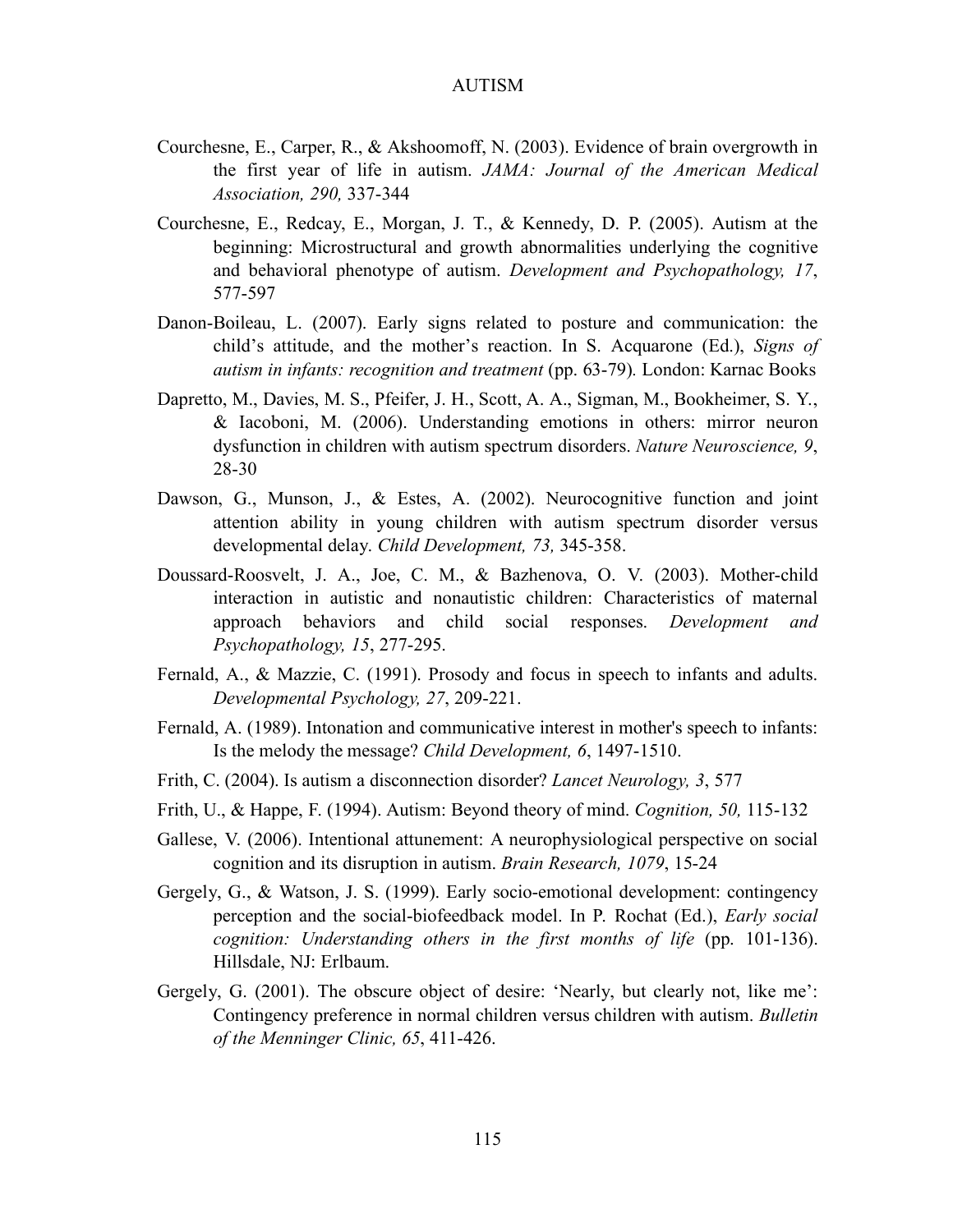Courchesne, E., Carper, R., & Akshoomoff, N. (2003). Evidence of brain overgrowth in the first year of life in autism. *JAMA: Journal of the American Medical Association, 290,* 337-344

Courchesne, E., Redcay, E., Morgan, J. T., & Kennedy, D. P. (2005). Autism at the beginning: Microstructural and growth abnormalities underlying the cognitive and behavioral phenotype of autism. *Development and Psychopathology, 17*, 577-597

Danon-Boileau, L. (2007). Early signs related to posture and communication: the child's attitude, and the mother's reaction. In S. Acquarone (Ed.), *Signs of autism in infants: recognition and treatment* (pp. 63-79). London: Karnac Books

Dapretto, M., Davies, M. S., Pfeifer, J. H., Scott, A. A., Sigman, M., Bookheimer, S. Y., & Iacoboni, M. (2006). Understanding emotions in others: mirror neuron dysfunction in children with autism spectrum disorders. *Nature Neuroscience, 9*, 28-30

Dawson, G., Munson, J., & Estes, A. (2002). Neurocognitive function and joint attention ability in young children with autism spectrum disorder versus developmental delay. *Child Development, 73,* 345-358.

Doussard-Roosvelt, J. A., Joe, C. M., & Bazhenova, O. V. (2003). Mother-child interaction in autistic and nonautistic children: Characteristics of maternal approach behaviors and child social responses. *Development and Psychopathology, 15*, 277-295.

Fernald, A., & Mazzie, C. (1991). Prosody and focus in speech to infants and adults. *Developmental Psychology, 27*, 209-221.

Fernald, A. (1989). Intonation and communicative interest in mother's speech to infants: Is the melody the message? *Child Development, 6*, 1497-1510.

Frith, C. (2004). Is autism a disconnection disorder? *Lancet Neurology, 3*, 577

Frith, U., & Happe, F. (1994). Autism: Beyond theory of mind. *Cognition, 50,* 115-132

Gallese, V. (2006). Intentional attunement: A neurophysiological perspective on social cognition and its disruption in autism. *Brain Research, 1079*, 15-24

Gergely, G., & Watson, J. S. (1999). Early socio-emotional development: contingency perception and the social-biofeedback model. In P. Rochat (Ed.), *Early social cognition: Understanding others in the first months of life* (pp. 101-136). Hillsdale, NJ: Erlbaum.

Gergely, G. (2001). The obscure object of desire: 'Nearly, but clearly not, like me': Contingency preference in normal children versus children with autism. *Bulletin of the Menninger Clinic, 65*, 411-426.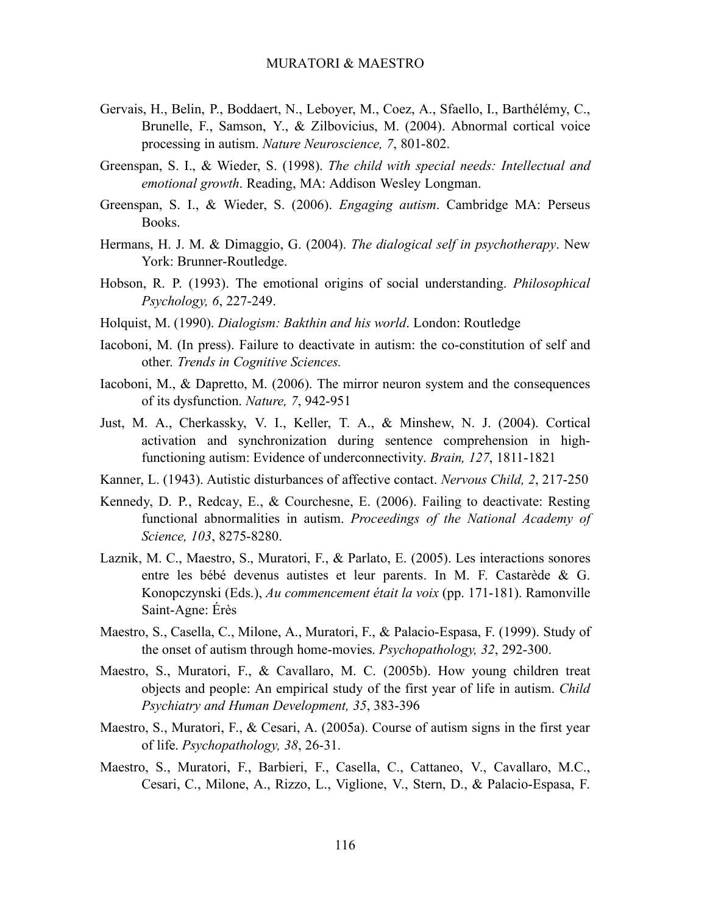Gervais, H., Belin, P., Boddaert, N., Leboyer, M., Coez, A., Sfaello, I., Barthélémy, C., Brunelle, F., Samson, Y., & Zilbovicius, M. (2004). Abnormal cortical voice processing in autism. *Nature Neuroscience, 7*, 801-802.

Greenspan, S. I., & Wieder, S. (1998). *The child with special needs: Intellectual and emotional growth*. Reading, MA: Addison Wesley Longman.

Greenspan, S. I., & Wieder, S. (2006). *Engaging autism*. Cambridge MA: Perseus Books.

Hermans, H. J. M. & Dimaggio, G. (2004). *The dialogical self in psychotherapy*. New York: Brunner-Routledge.

Hobson, R. P. (1993). The emotional origins of social understanding. *Philosophical Psychology, 6*, 227-249.

Holquist, M. (1990). *Dialogism: Bakthin and his world*. London: Routledge

Iacoboni, M. (In press). Failure to deactivate in autism: the co-constitution of self and other. *Trends in Cognitive Sciences.*

Iacoboni, M., & Dapretto, M. (2006). The mirror neuron system and the consequences of its dysfunction. *Nature, 7*, 942-951

Just, M. A., Cherkassky, V. I., Keller, T. A., & Minshew, N. J. (2004). Cortical activation and synchronization during sentence comprehension in high-functioning autism: Evidence of underconnectivity. *Brain, 127*, 1811-1821

Kanner, L. (1943). Autistic disturbances of affective contact. *Nervous Child, 2*, 217-250

Kennedy, D. P., Redcay, E., & Courchesne, E. (2006). Failing to deactivate: Resting functional abnormalities in autism. *Proceedings of the National Academy of Science, 103*, 8275-8280.

Laznik, M. C., Maestro, S., Muratori, F., & Parlato, E. (2005). Les interactions sonores entre les bébé devenus autistes et leur parents. In M. F. Castarède & G. Konopczynski (Eds.), *Au commencement était la voix* (pp. 171-181). Ramonville Saint-Agne: Érès

Maestro, S., Casella, C., Milone, A., Muratori, F., & Palacio-Espasa, F. (1999). Study of the onset of autism through home-movies. *Psychopathology, 32*, 292-300.

Maestro, S., Muratori, F., & Cavallaro, M. C. (2005b). How young children treat objects and people: An empirical study of the first year of life in autism. *Child Psychiatry and Human Development, 35*, 383-396

Maestro, S., Muratori, F., & Cesari, A. (2005a). Course of autism signs in the first year of life. *Psychopathology, 38*, 26-31.

Maestro, S., Muratori, F., Barbieri, F., Casella, C., Cattaneo, V., Cavallaro, M.C., Cesari, C., Milone, A., Rizzo, L., Viglione, V., Stern, D., & Palacio-Espasa, F.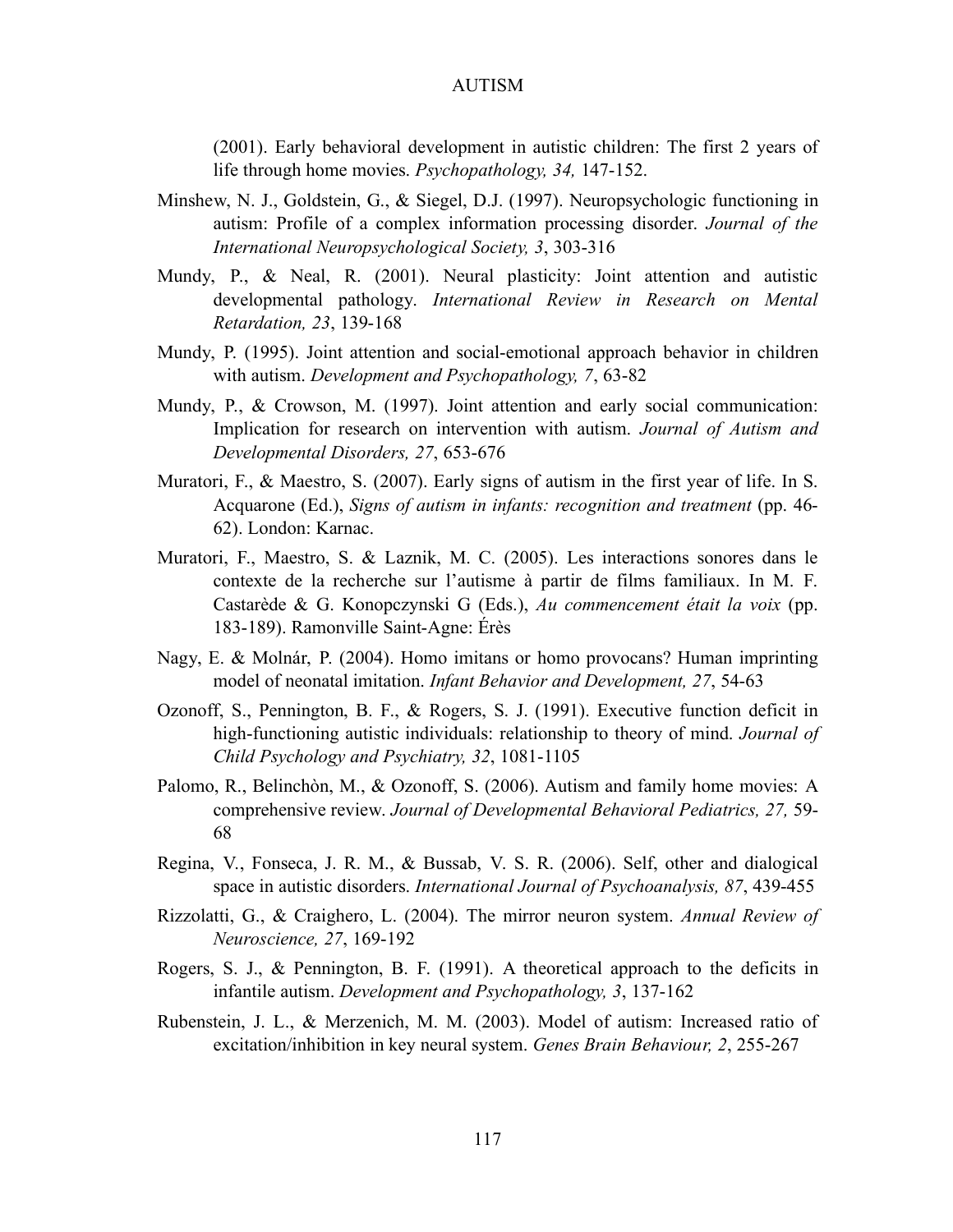(2001). Early behavioral development in autistic children: The first 2 years of life through home movies. *Psychopathology, 34,* 147-152.

Minshew, N. J., Goldstein, G., & Siegel, D.J. (1997). Neuropsychologic functioning in autism: Profile of a complex information processing disorder. *Journal of the International Neuropsychological Society, 3*, 303-316

Mundy, P., & Neal, R. (2001). Neural plasticity: Joint attention and autistic developmental pathology. *International Review in Research on Mental Retardation, 23*, 139-168

Mundy, P. (1995). Joint attention and social-emotional approach behavior in children with autism. *Development and Psychopathology, 7*, 63-82

Mundy, P., & Crowson, M. (1997). Joint attention and early social communication: Implication for research on intervention with autism. *Journal of Autism and Developmental Disorders, 27*, 653-676

Muratori, F., & Maestro, S. (2007). Early signs of autism in the first year of life. In S. Acquarone (Ed.), *Signs of autism in infants: recognition and treatment* (pp. 46-62). London: Karnac.

Muratori, F., Maestro, S. & Laznik, M. C. (2005). Les interactions sonores dans le contexte de la recherche sur l'autisme à partir de films familiaux. In M. F. Castarède & G. Konopczynski G (Eds.), *Au commencement était la voix* (pp. 183-189). Ramonville Saint-Agne: Érès

Nagy, E. & Molnár, P. (2004). Homo imitans or homo provocans? Human imprinting model of neonatal imitation. *Infant Behavior and Development, 27*, 54-63

Ozonoff, S., Pennington, B. F., & Rogers, S. J. (1991). Executive function deficit in high-functioning autistic individuals: relationship to theory of mind. *Journal of Child Psychology and Psychiatry, 32*, 1081-1105

Palomo, R., Belinchòn, M., & Ozonoff, S. (2006). Autism and family home movies: A comprehensive review. *Journal of Developmental Behavioral Pediatrics, 27,* 59-68

Regina, V., Fonseca, J. R. M., & Bussab, V. S. R. (2006). Self, other and dialogical space in autistic disorders. *International Journal of Psychoanalysis, 87*, 439-455

Rizzolatti, G., & Craighero, L. (2004). The mirror neuron system. *Annual Review of Neuroscience, 27*, 169-192

Rogers, S. J., & Pennington, B. F. (1991). A theoretical approach to the deficits in infantile autism. *Development and Psychopathology, 3*, 137-162

Rubenstein, J. L., & Merzenich, M. M. (2003). Model of autism: Increased ratio of excitation/inhibition in key neural system. *Genes Brain Behaviour, 2*, 255-267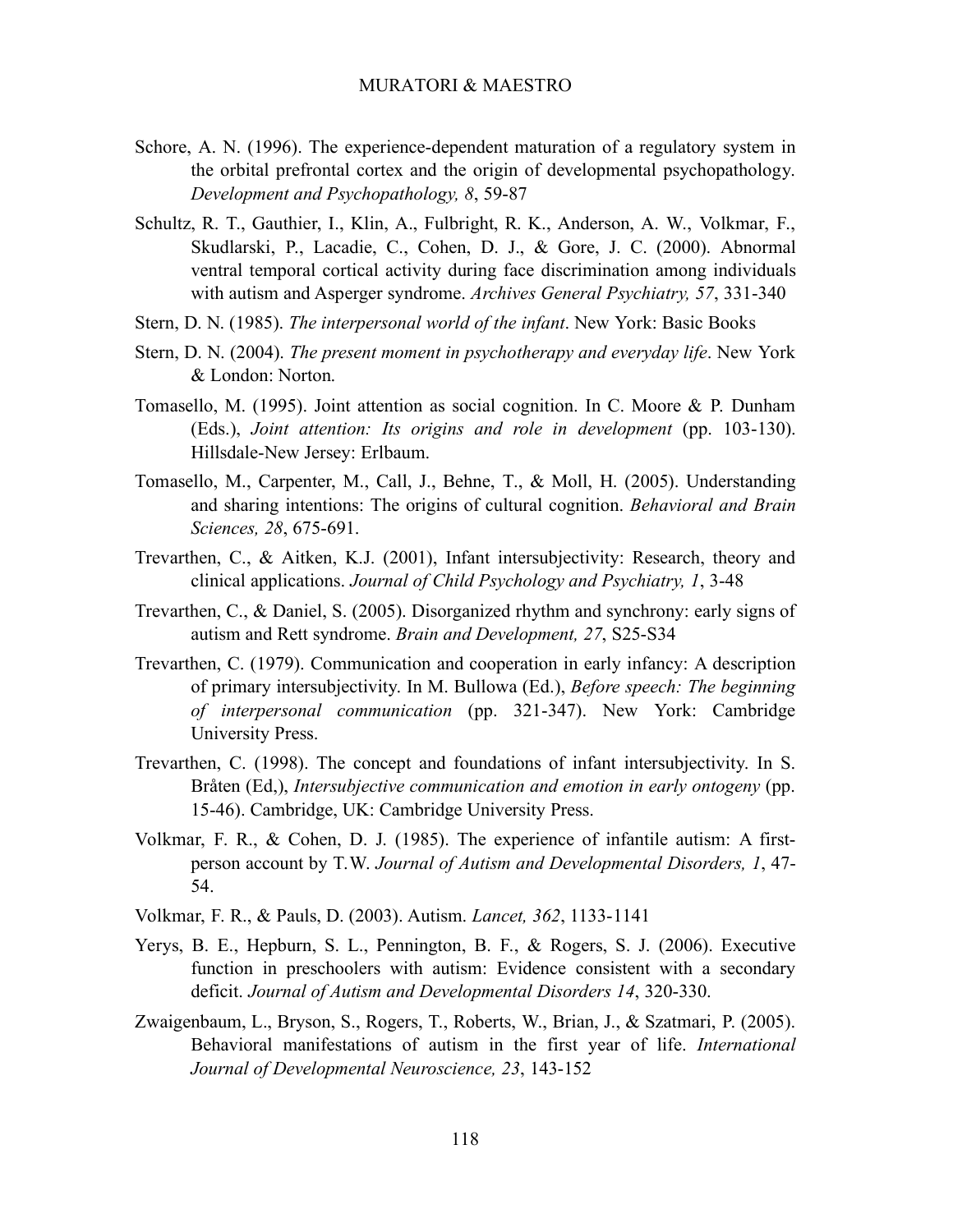Schore, A. N. (1996). The experience-dependent maturation of a regulatory system in the orbital prefrontal cortex and the origin of developmental psychopathology. *Development and Psychopathology, 8*, 59-87

Schultz, R. T., Gauthier, I., Klin, A., Fulbright, R. K., Anderson, A. W., Volkmar, F., Skudlarski, P., Lacadie, C., Cohen, D. J., & Gore, J. C. (2000). Abnormal ventral temporal cortical activity during face discrimination among individuals with autism and Asperger syndrome. *Archives General Psychiatry, 57*, 331-340

Stern, D. N. (1985). *The interpersonal world of the infant*. New York: Basic Books

Stern, D. N. (2004). *The present moment in psychotherapy and everyday life*. New York & London: Norton.

Tomasello, M. (1995). Joint attention as social cognition. In C. Moore & P. Dunham (Eds.), *Joint attention: Its origins and role in development* (pp. 103-130). Hillsdale-New Jersey: Erlbaum.

Tomasello, M., Carpenter, M., Call, J., Behne, T., & Moll, H. (2005). Understanding and sharing intentions: The origins of cultural cognition. *Behavioral and Brain Sciences, 28*, 675-691.

Trevarthen, C., & Aitken, K.J. (2001), Infant intersubjectivity: Research, theory and clinical applications. *Journal of Child Psychology and Psychiatry, 1*, 3-48

Trevarthen, C., & Daniel, S. (2005). Disorganized rhythm and synchrony: early signs of autism and Rett syndrome. *Brain and Development, 27*, S25-S34

Trevarthen, C. (1979). Communication and cooperation in early infancy: A description of primary intersubjectivity. In M. Bullowa (Ed.), *Before speech: The beginning of interpersonal communication* (pp. 321-347). New York: Cambridge University Press.

Trevarthen, C. (1998). The concept and foundations of infant intersubjectivity. In S. Bråten (Ed,), *Intersubjective communication and emotion in early ontogeny* (pp. 15-46). Cambridge, UK: Cambridge University Press.

Volkmar, F. R., & Cohen, D. J. (1985). The experience of infantile autism: A first-person account by T.W. *Journal of Autism and Developmental Disorders, 1*, 47-54.

Volkmar, F. R., & Pauls, D. (2003). Autism. *Lancet, 362*, 1133-1141

Yerys, B. E., Hepburn, S. L., Pennington, B. F., & Rogers, S. J. (2006). Executive function in preschoolers with autism: Evidence consistent with a secondary deficit. *Journal of Autism and Developmental Disorders 14*, 320-330.

Zwaigenbaum, L., Bryson, S., Rogers, T., Roberts, W., Brian, J., & Szatmari, P. (2005). Behavioral manifestations of autism in the first year of life. *International Journal of Developmental Neuroscience, 23*, 143-152